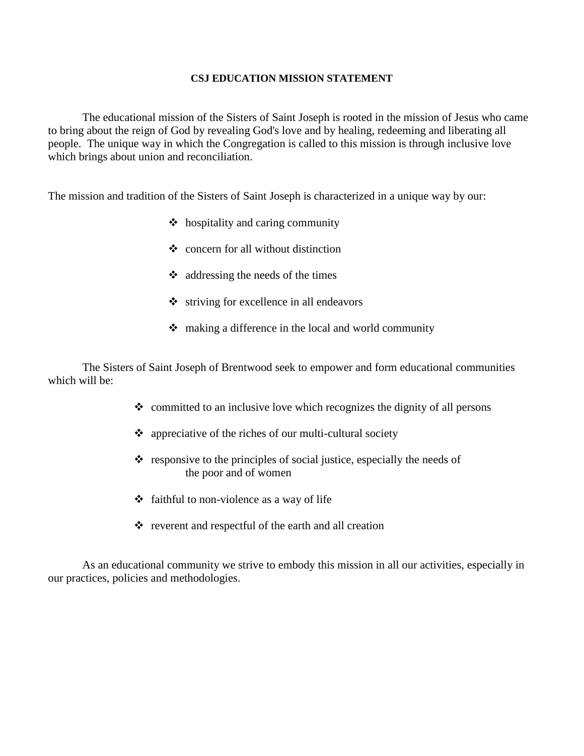# CSJ EDUCATION MISSION STATEMENT

The educational mission of the Sisters of Saint Joseph is rooted in the mission of Jesus who came to bring about the reign of God by revealing God's love and by healing, redeeming and liberating all people. The unique way in which the Congregation is called to this mission is through inclusive love which brings about union and reconciliation.

The mission and tradition of the Sisters of Saint Joseph is characterized in a unique way by our:

- hospitality and caring community
- concern for all without distinction
- addressing the needs of the times
- striving for excellence in all endeavors
- making a difference in the local and world community

The Sisters of Saint Joseph of Brentwood seek to empower and form educational communities which will be:

- committed to an inclusive love which recognizes the dignity of all persons
- appreciative of the riches of our multi-cultural society
- responsive to the principles of social justice, especially the needs of the poor and of women
- faithful to non-violence as a way of life
- reverent and respectful of the earth and all creation

As an educational community we strive to embody this mission in all our activities, especially in our practices, policies and methodologies.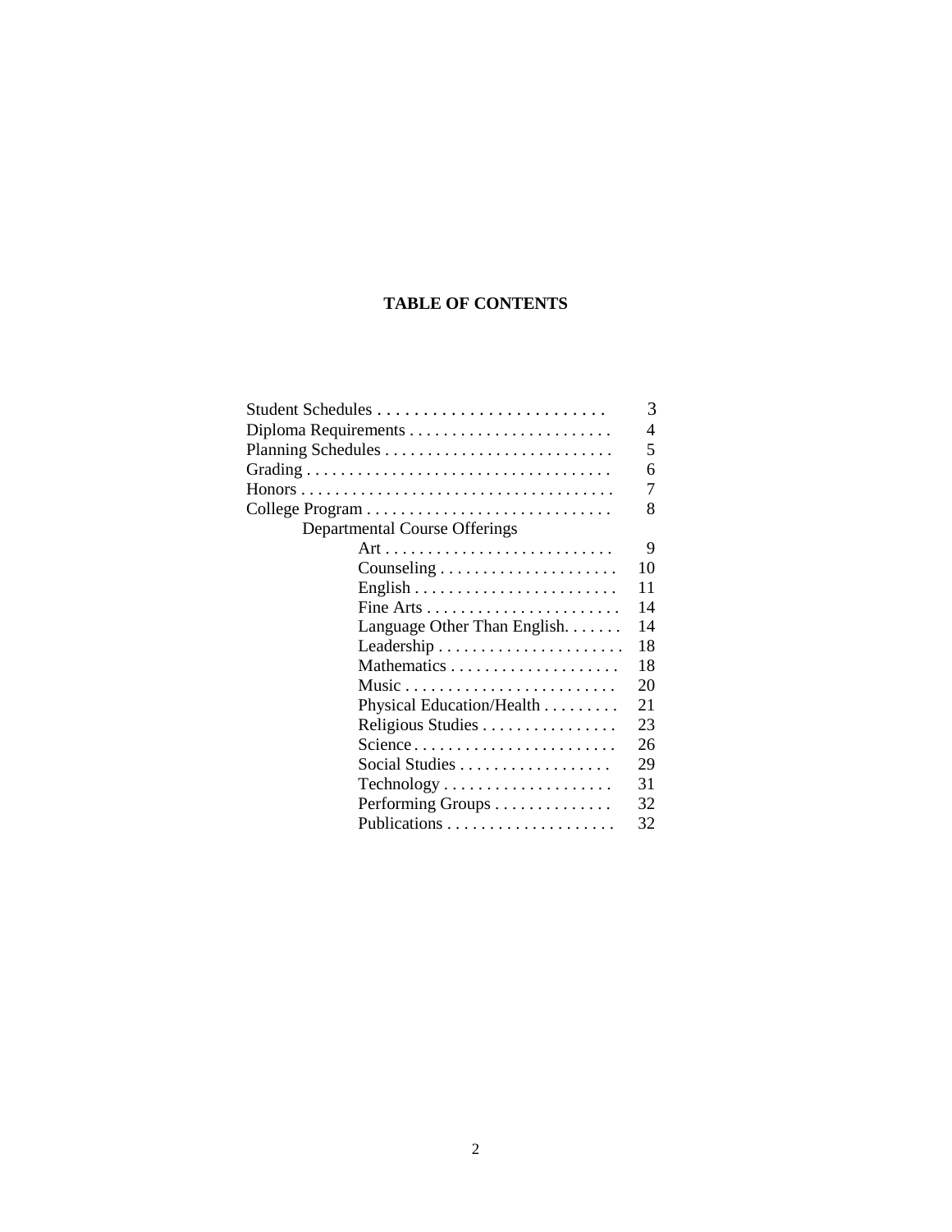# TABLE OF CONTENTS

| | |
|---|---|
| Student Schedules | 3 |
| Diploma Requirements | 4 |
| Planning Schedules | 5 |
| Grading | 6 |
| Honors | 7 |
| College Program | 8 |
| Departmental Course Offerings | |
| Art | 9 |
| Counseling | 10 |
| English | 11 |
| Fine Arts | 14 |
| Language Other Than English | 14 |
| Leadership | 18 |
| Mathematics | 18 |
| Music | 20 |
| Physical Education/Health | 21 |
| Religious Studies | 23 |
| Science | 26 |
| Social Studies | 29 |
| Technology | 31 |
| Performing Groups | 32 |
| Publications | 32 |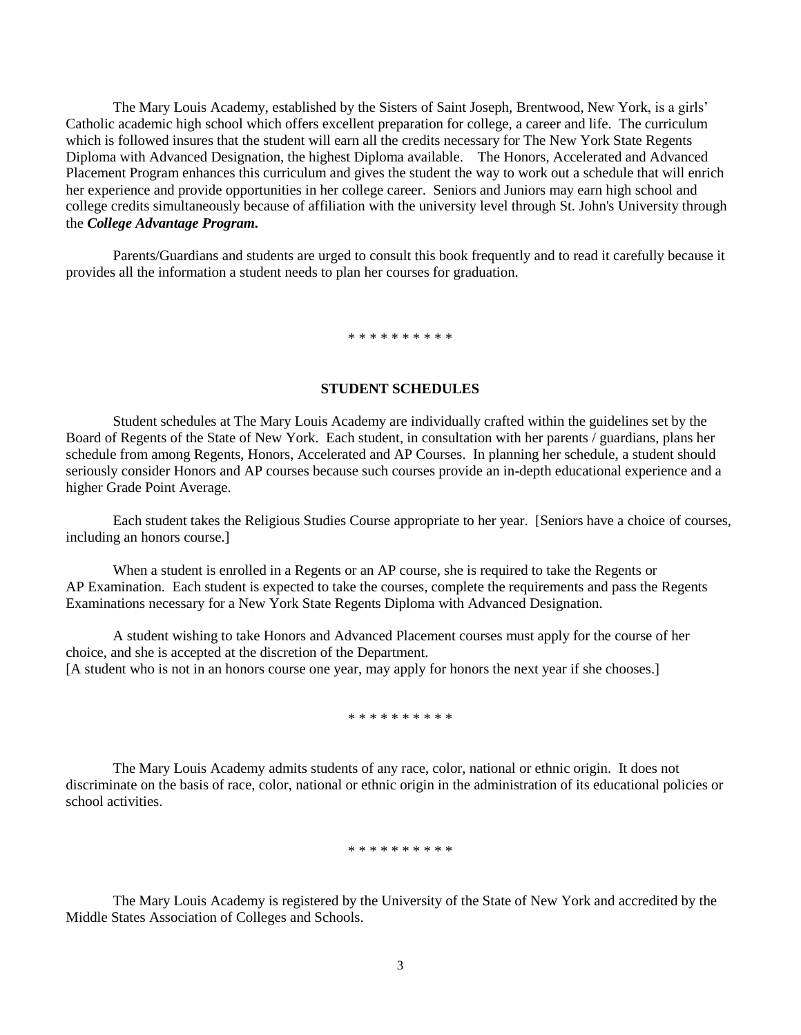The Mary Louis Academy, established by the Sisters of Saint Joseph, Brentwood, New York, is a girls' Catholic academic high school which offers excellent preparation for college, a career and life. The curriculum which is followed insures that the student will earn all the credits necessary for The New York State Regents Diploma with Advanced Designation, the highest Diploma available. The Honors, Accelerated and Advanced Placement Program enhances this curriculum and gives the student the way to work out a schedule that will enrich her experience and provide opportunities in her college career. Seniors and Juniors may earn high school and college credits simultaneously because of affiliation with the university level through St. John's University through the ***College Advantage Program.***

Parents/Guardians and students are urged to consult this book frequently and to read it carefully because it provides all the information a student needs to plan her courses for graduation.

\* \* \* \* \* \* \* \* \* \*

## STUDENT SCHEDULES

Student schedules at The Mary Louis Academy are individually crafted within the guidelines set by the Board of Regents of the State of New York. Each student, in consultation with her parents / guardians, plans her schedule from among Regents, Honors, Accelerated and AP Courses. In planning her schedule, a student should seriously consider Honors and AP courses because such courses provide an in-depth educational experience and a higher Grade Point Average.

Each student takes the Religious Studies Course appropriate to her year. [Seniors have a choice of courses, including an honors course.]

When a student is enrolled in a Regents or an AP course, she is required to take the Regents or AP Examination. Each student is expected to take the courses, complete the requirements and pass the Regents Examinations necessary for a New York State Regents Diploma with Advanced Designation.

A student wishing to take Honors and Advanced Placement courses must apply for the course of her choice, and she is accepted at the discretion of the Department.
[A student who is not in an honors course one year, may apply for honors the next year if she chooses.]

\* \* \* \* \* \* \* \* \* \*

The Mary Louis Academy admits students of any race, color, national or ethnic origin. It does not discriminate on the basis of race, color, national or ethnic origin in the administration of its educational policies or school activities.

\* \* \* \* \* \* \* \* \* \*

The Mary Louis Academy is registered by the University of the State of New York and accredited by the Middle States Association of Colleges and Schools.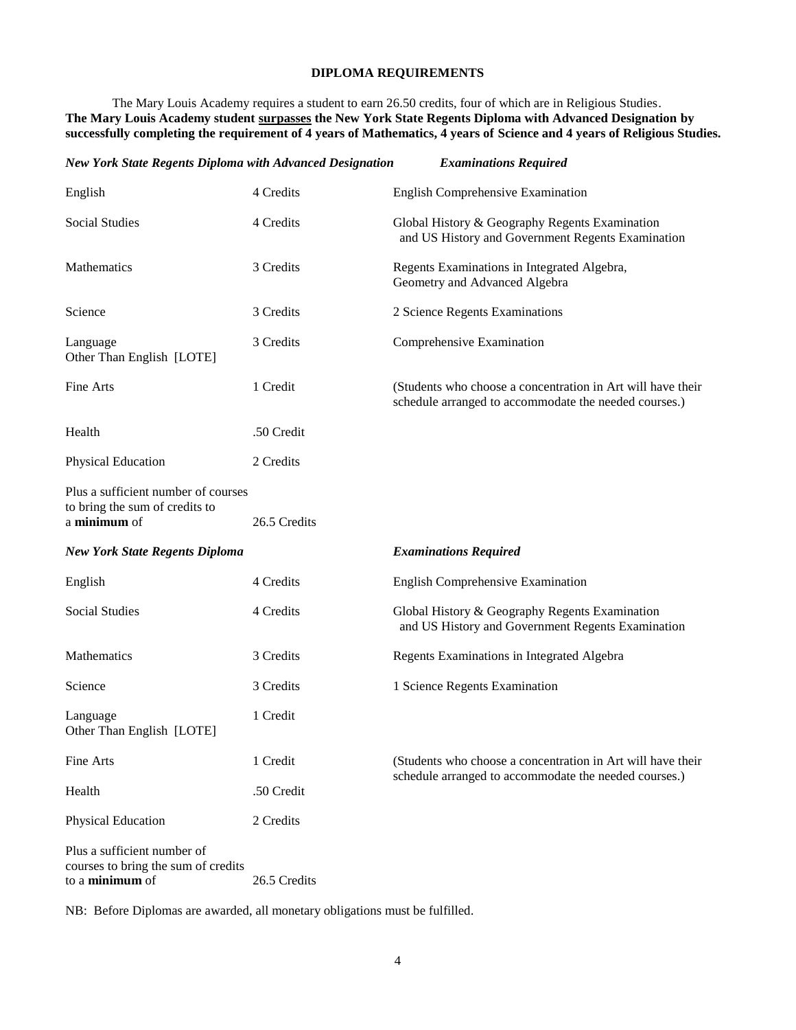# DIPLOMA REQUIREMENTS

The Mary Louis Academy requires a student to earn 26.50 credits, four of which are in Religious Studies. **The Mary Louis Academy student <u>surpasses</u> the New York State Regents Diploma with Advanced Designation by successfully completing the requirement of 4 years of Mathematics, 4 years of Science and 4 years of Religious Studies.**

| ***New York State Regents Diploma with Advanced Designation*** | | ***Examinations Required*** |
|---|---|---|
| English | 4 Credits | English Comprehensive Examination |
| Social Studies | 4 Credits | Global History & Geography Regents Examination and US History and Government Regents Examination |
| Mathematics | 3 Credits | Regents Examinations in Integrated Algebra, Geometry and Advanced Algebra |
| Science | 3 Credits | 2 Science Regents Examinations |
| Language Other Than English [LOTE] | 3 Credits | Comprehensive Examination |
| Fine Arts | 1 Credit | (Students who choose a concentration in Art will have their schedule arranged to accommodate the needed courses.) |
| Health | .50 Credit | |
| Physical Education | 2 Credits | |
| Plus a sufficient number of courses to bring the sum of credits to a **minimum** of | 26.5 Credits | |

| ***New York State Regents Diploma*** | | ***Examinations Required*** |
|---|---|---|
| English | 4 Credits | English Comprehensive Examination |
| Social Studies | 4 Credits | Global History & Geography Regents Examination and US History and Government Regents Examination |
| Mathematics | 3 Credits | Regents Examinations in Integrated Algebra |
| Science | 3 Credits | 1 Science Regents Examination |
| Language Other Than English [LOTE] | 1 Credit | |
| Fine Arts | 1 Credit | (Students who choose a concentration in Art will have their schedule arranged to accommodate the needed courses.) |
| Health | .50 Credit | |
| Physical Education | 2 Credits | |
| Plus a sufficient number of courses to bring the sum of credits to a **minimum** of | 26.5 Credits | |

NB: Before Diplomas are awarded, all monetary obligations must be fulfilled.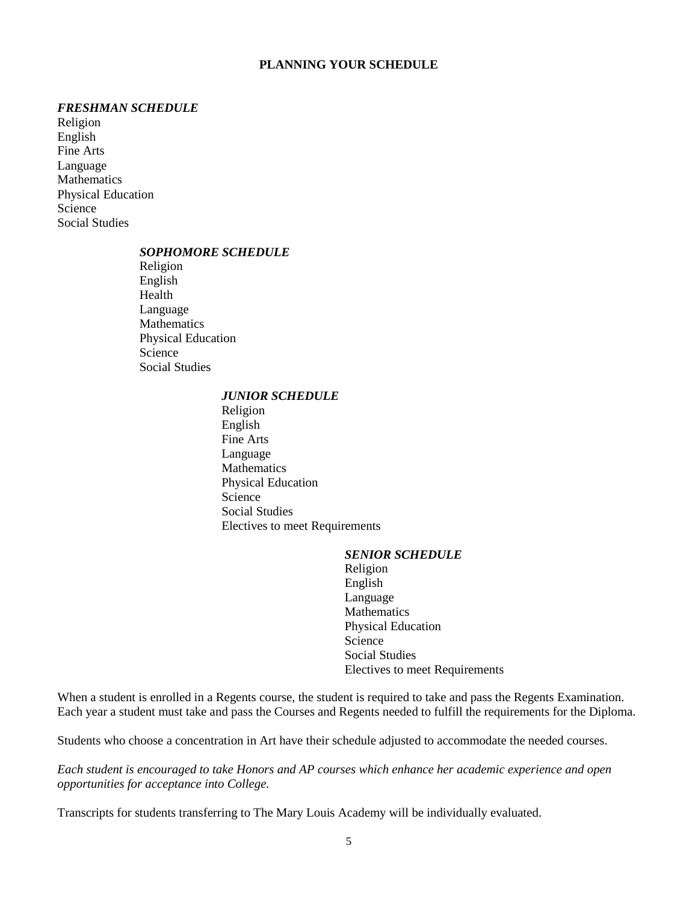## PLANNING YOUR SCHEDULE

### *FRESHMAN SCHEDULE*

Religion
English
Fine Arts
Language
Mathematics
Physical Education
Science
Social Studies

### *SOPHOMORE SCHEDULE*

Religion
English
Health
Language
Mathematics
Physical Education
Science
Social Studies

### *JUNIOR SCHEDULE*

Religion
English
Fine Arts
Language
Mathematics
Physical Education
Science
Social Studies
Electives to meet Requirements

### *SENIOR SCHEDULE*

Religion
English
Language
Mathematics
Physical Education
Science
Social Studies
Electives to meet Requirements

When a student is enrolled in a Regents course, the student is required to take and pass the Regents Examination. Each year a student must take and pass the Courses and Regents needed to fulfill the requirements for the Diploma.

Students who choose a concentration in Art have their schedule adjusted to accommodate the needed courses.

*Each student is encouraged to take Honors and AP courses which enhance her academic experience and open opportunities for acceptance into College.*

Transcripts for students transferring to The Mary Louis Academy will be individually evaluated.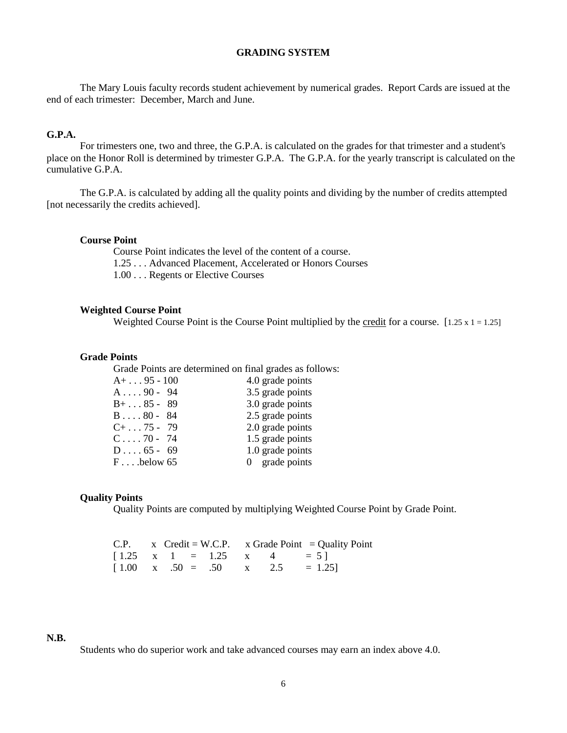# GRADING SYSTEM

The Mary Louis faculty records student achievement by numerical grades. Report Cards are issued at the end of each trimester: December, March and June.

## G.P.A.

For trimesters one, two and three, the G.P.A. is calculated on the grades for that trimester and a student's place on the Honor Roll is determined by trimester G.P.A. The G.P.A. for the yearly transcript is calculated on the cumulative G.P.A.

The G.P.A. is calculated by adding all the quality points and dividing by the number of credits attempted [not necessarily the credits achieved].

### Course Point

Course Point indicates the level of the content of a course.
1.25 . . . Advanced Placement, Accelerated or Honors Courses
1.00 . . . Regents or Elective Courses

### Weighted Course Point

Weighted Course Point is the Course Point multiplied by the <u>credit</u> for a course. [1.25 x 1 = 1.25]

### Grade Points

Grade Points are determined on final grades as follows:

| Grade | Grade Points |
|---|---|
| A+ . . . 95 - 100 | 4.0 grade points |
| A . . . . 90 - 94 | 3.5 grade points |
| B+ . . . 85 - 89 | 3.0 grade points |
| B . . . . 80 - 84 | 2.5 grade points |
| C+ . . . 75 - 79 | 2.0 grade points |
| C . . . . 70 - 74 | 1.5 grade points |
| D . . . . 65 - 69 | 1.0 grade points |
| F . . . .below 65 | 0 grade points |

### Quality Points

Quality Points are computed by multiplying Weighted Course Point by Grade Point.

| C.P. | x | Credit | = W.C.P. | x Grade Point | = Quality Point |
|---|---|---|---|---|---|
| [ 1.25 | x | 1 | = 1.25 | x 4 | = 5 ] |
| [ 1.00 | x | .50 | = .50 | x 2.5 | = 1.25] |

**N.B.**

Students who do superior work and take advanced courses may earn an index above 4.0.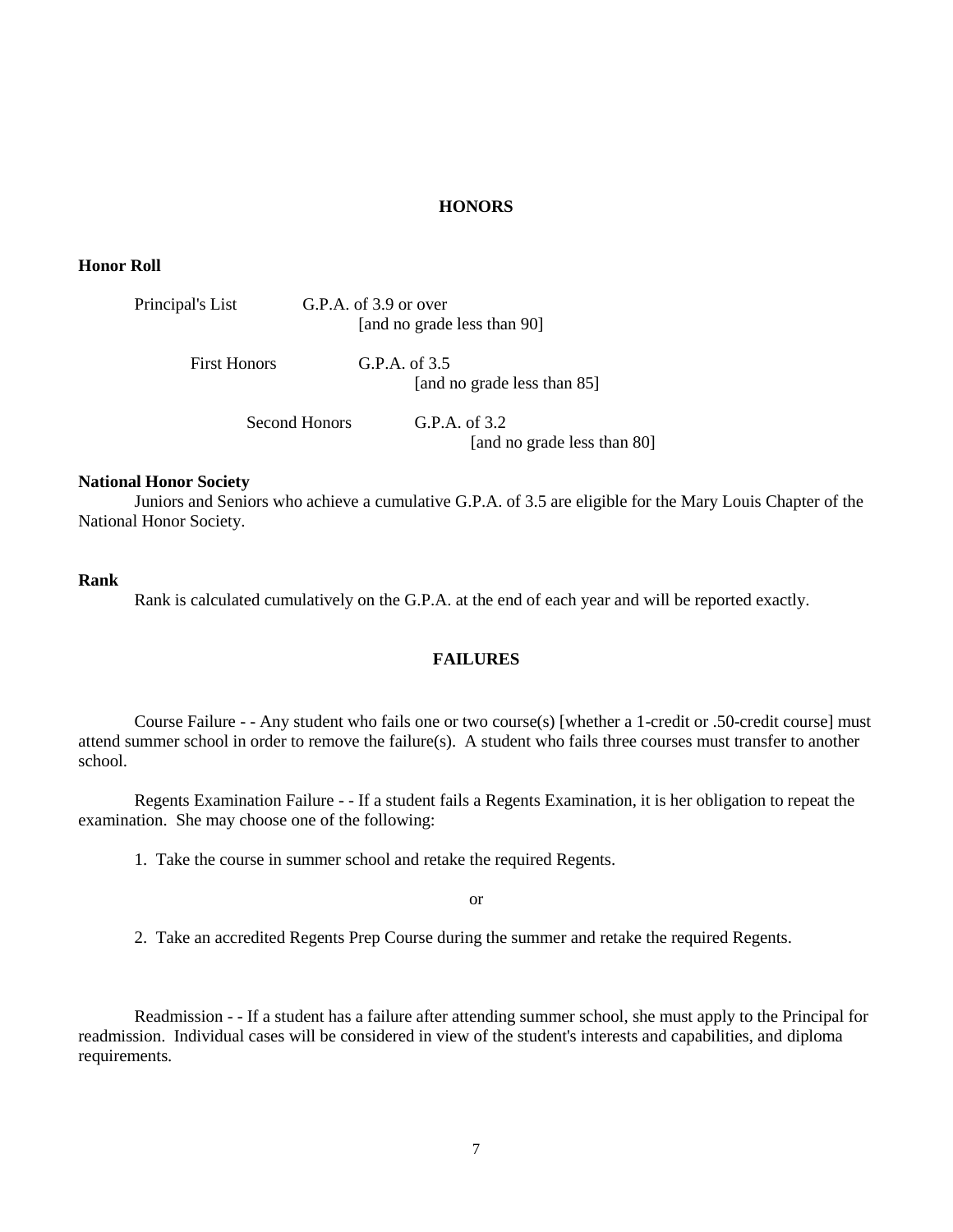## HONORS

### Honor Roll

| | | |
|---|---|---|
| Principal's List | G.P.A. of 3.9 or over | [and no grade less than 90] |
| First Honors | G.P.A. of 3.5 | [and no grade less than 85] |
| Second Honors | G.P.A. of 3.2 | [and no grade less than 80] |

### National Honor Society

Juniors and Seniors who achieve a cumulative G.P.A. of 3.5 are eligible for the Mary Louis Chapter of the National Honor Society.

### Rank

Rank is calculated cumulatively on the G.P.A. at the end of each year and will be reported exactly.

## FAILURES

Course Failure - - Any student who fails one or two course(s) [whether a 1-credit or .50-credit course] must attend summer school in order to remove the failure(s). A student who fails three courses must transfer to another school.

Regents Examination Failure - - If a student fails a Regents Examination, it is her obligation to repeat the examination. She may choose one of the following:

1. Take the course in summer school and retake the required Regents.

or

2. Take an accredited Regents Prep Course during the summer and retake the required Regents.

Readmission - - If a student has a failure after attending summer school, she must apply to the Principal for readmission. Individual cases will be considered in view of the student's interests and capabilities, and diploma requirements.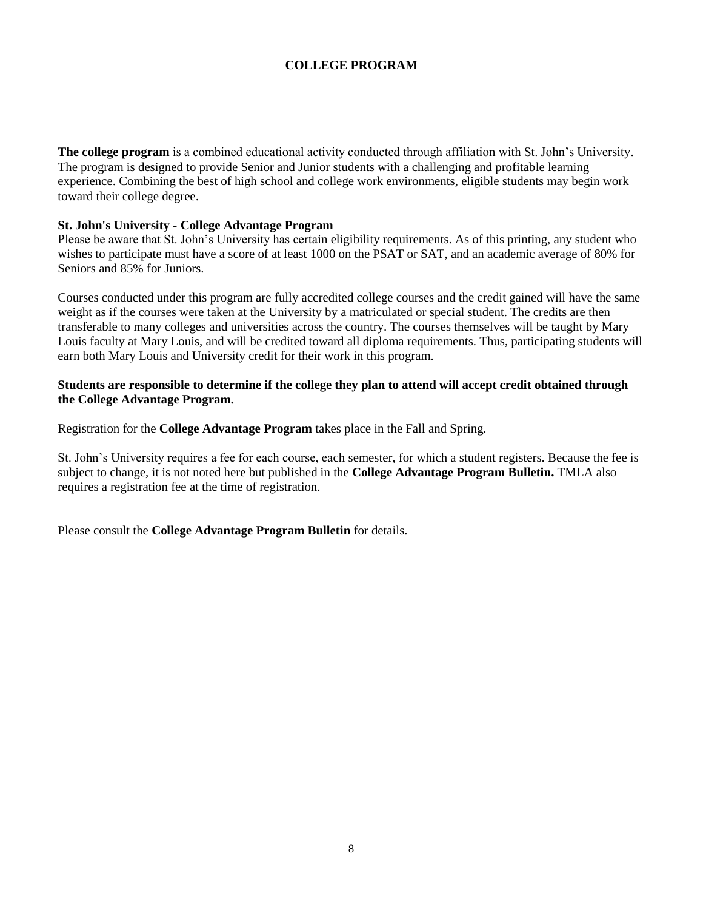## COLLEGE PROGRAM

**The college program** is a combined educational activity conducted through affiliation with St. John's University. The program is designed to provide Senior and Junior students with a challenging and profitable learning experience. Combining the best of high school and college work environments, eligible students may begin work toward their college degree.

**St. John's University - College Advantage Program**

Please be aware that St. John's University has certain eligibility requirements. As of this printing, any student who wishes to participate must have a score of at least 1000 on the PSAT or SAT, and an academic average of 80% for Seniors and 85% for Juniors.

Courses conducted under this program are fully accredited college courses and the credit gained will have the same weight as if the courses were taken at the University by a matriculated or special student. The credits are then transferable to many colleges and universities across the country. The courses themselves will be taught by Mary Louis faculty at Mary Louis, and will be credited toward all diploma requirements. Thus, participating students will earn both Mary Louis and University credit for their work in this program.

**Students are responsible to determine if the college they plan to attend will accept credit obtained through the College Advantage Program.**

Registration for the **College Advantage Program** takes place in the Fall and Spring.

St. John's University requires a fee for each course, each semester, for which a student registers. Because the fee is subject to change, it is not noted here but published in the **College Advantage Program Bulletin.** TMLA also requires a registration fee at the time of registration.

Please consult the **College Advantage Program Bulletin** for details.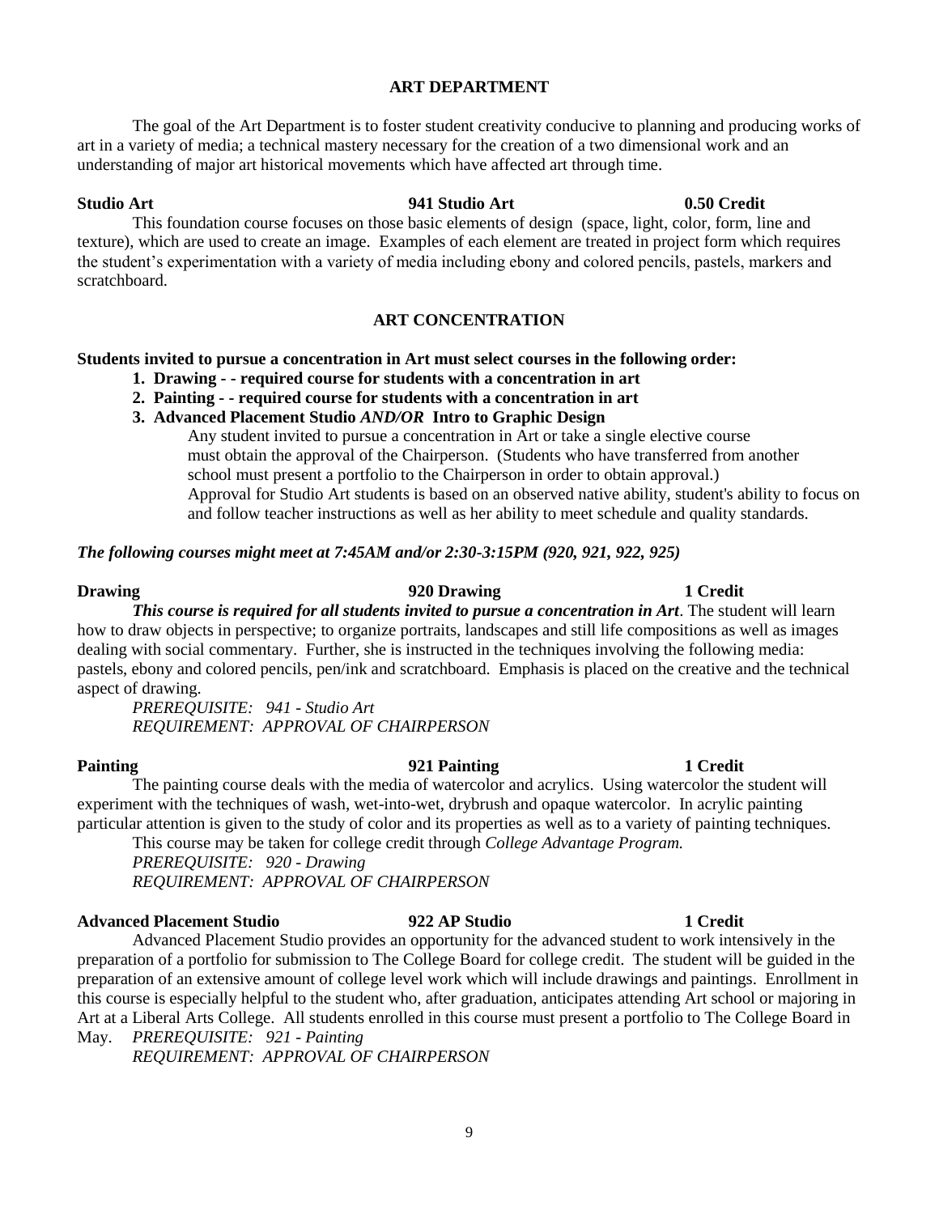## ART DEPARTMENT

The goal of the Art Department is to foster student creativity conducive to planning and producing works of art in a variety of media; a technical mastery necessary for the creation of a two dimensional work and an understanding of major art historical movements which have affected art through time.

**Studio Art** **941 Studio Art** **0.50 Credit**

This foundation course focuses on those basic elements of design (space, light, color, form, line and texture), which are used to create an image. Examples of each element are treated in project form which requires the student's experimentation with a variety of media including ebony and colored pencils, pastels, markers and scratchboard.

## ART CONCENTRATION

**Students invited to pursue a concentration in Art must select courses in the following order:**

1. **Drawing - - required course for students with a concentration in art**
2. **Painting - - required course for students with a concentration in art**
3. **Advanced Placement Studio *AND/OR* Intro to Graphic Design**

   Any student invited to pursue a concentration in Art or take a single elective course must obtain the approval of the Chairperson. (Students who have transferred from another school must present a portfolio to the Chairperson in order to obtain approval.)
   Approval for Studio Art students is based on an observed native ability, student's ability to focus on and follow teacher instructions as well as her ability to meet schedule and quality standards.

***The following courses might meet at 7:45AM and/or 2:30-3:15PM (920, 921, 922, 925)***

**Drawing** **920 Drawing** **1 Credit**

***This course is required for all students invited to pursue a concentration in Art***. The student will learn how to draw objects in perspective; to organize portraits, landscapes and still life compositions as well as images dealing with social commentary. Further, she is instructed in the techniques involving the following media: pastels, ebony and colored pencils, pen/ink and scratchboard. Emphasis is placed on the creative and the technical aspect of drawing.

*PREREQUISITE: 941 - Studio Art*
*REQUIREMENT: APPROVAL OF CHAIRPERSON*

**Painting** **921 Painting** **1 Credit**

The painting course deals with the media of watercolor and acrylics. Using watercolor the student will experiment with the techniques of wash, wet-into-wet, drybrush and opaque watercolor. In acrylic painting particular attention is given to the study of color and its properties as well as to a variety of painting techniques.

This course may be taken for college credit through *College Advantage Program.*
*PREREQUISITE: 920 - Drawing*
*REQUIREMENT: APPROVAL OF CHAIRPERSON*

**Advanced Placement Studio** **922 AP Studio** **1 Credit**

Advanced Placement Studio provides an opportunity for the advanced student to work intensively in the preparation of a portfolio for submission to The College Board for college credit. The student will be guided in the preparation of an extensive amount of college level work which will include drawings and paintings. Enrollment in this course is especially helpful to the student who, after graduation, anticipates attending Art school or majoring in Art at a Liberal Arts College. All students enrolled in this course must present a portfolio to The College Board in May. *PREREQUISITE: 921 - Painting*
*REQUIREMENT: APPROVAL OF CHAIRPERSON*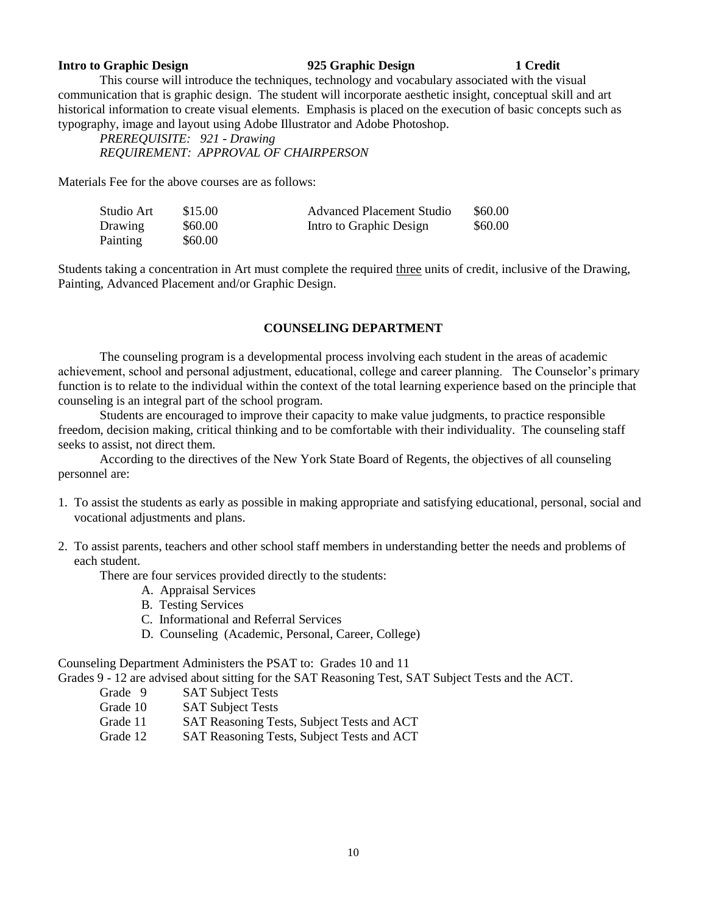**Intro to Graphic Design** **925 Graphic Design** **1 Credit**

This course will introduce the techniques, technology and vocabulary associated with the visual communication that is graphic design. The student will incorporate aesthetic insight, conceptual skill and art historical information to create visual elements. Emphasis is placed on the execution of basic concepts such as typography, image and layout using Adobe Illustrator and Adobe Photoshop.

*PREREQUISITE: 921 - Drawing*
*REQUIREMENT: APPROVAL OF CHAIRPERSON*

Materials Fee for the above courses are as follows:

| | | | |
|---|---|---|---|
| Studio Art | $15.00 | Advanced Placement Studio | $60.00 |
| Drawing | $60.00 | Intro to Graphic Design | $60.00 |
| Painting | $60.00 | | |

Students taking a concentration in Art must complete the required <u>three</u> units of credit, inclusive of the Drawing, Painting, Advanced Placement and/or Graphic Design.

## COUNSELING DEPARTMENT

The counseling program is a developmental process involving each student in the areas of academic achievement, school and personal adjustment, educational, college and career planning. The Counselor's primary function is to relate to the individual within the context of the total learning experience based on the principle that counseling is an integral part of the school program.

Students are encouraged to improve their capacity to make value judgments, to practice responsible freedom, decision making, critical thinking and to be comfortable with their individuality. The counseling staff seeks to assist, not direct them.

According to the directives of the New York State Board of Regents, the objectives of all counseling personnel are:

1. To assist the students as early as possible in making appropriate and satisfying educational, personal, social and vocational adjustments and plans.

2. To assist parents, teachers and other school staff members in understanding better the needs and problems of each student.

   There are four services provided directly to the students:
   - A. Appraisal Services
   - B. Testing Services
   - C. Informational and Referral Services
   - D. Counseling (Academic, Personal, Career, College)

Counseling Department Administers the PSAT to: Grades 10 and 11

Grades 9 - 12 are advised about sitting for the SAT Reasoning Test, SAT Subject Tests and the ACT.

| | |
|---|---|
| Grade 9 | SAT Subject Tests |
| Grade 10 | SAT Subject Tests |
| Grade 11 | SAT Reasoning Tests, Subject Tests and ACT |
| Grade 12 | SAT Reasoning Tests, Subject Tests and ACT |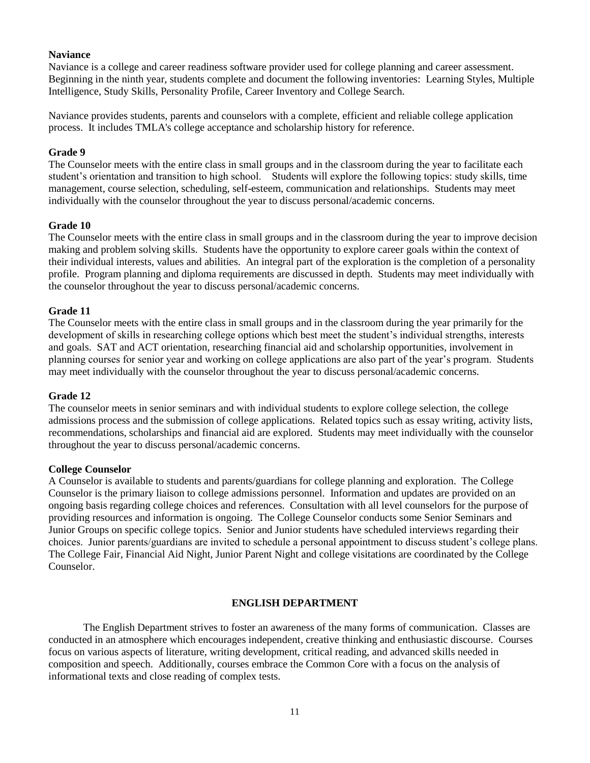**Naviance**

Naviance is a college and career readiness software provider used for college planning and career assessment. Beginning in the ninth year, students complete and document the following inventories: Learning Styles, Multiple Intelligence, Study Skills, Personality Profile, Career Inventory and College Search.

Naviance provides students, parents and counselors with a complete, efficient and reliable college application process. It includes TMLA's college acceptance and scholarship history for reference.

**Grade 9**

The Counselor meets with the entire class in small groups and in the classroom during the year to facilitate each student's orientation and transition to high school. Students will explore the following topics: study skills, time management, course selection, scheduling, self-esteem, communication and relationships. Students may meet individually with the counselor throughout the year to discuss personal/academic concerns.

**Grade 10**

The Counselor meets with the entire class in small groups and in the classroom during the year to improve decision making and problem solving skills. Students have the opportunity to explore career goals within the context of their individual interests, values and abilities. An integral part of the exploration is the completion of a personality profile. Program planning and diploma requirements are discussed in depth. Students may meet individually with the counselor throughout the year to discuss personal/academic concerns.

**Grade 11**

The Counselor meets with the entire class in small groups and in the classroom during the year primarily for the development of skills in researching college options which best meet the student's individual strengths, interests and goals. SAT and ACT orientation, researching financial aid and scholarship opportunities, involvement in planning courses for senior year and working on college applications are also part of the year's program. Students may meet individually with the counselor throughout the year to discuss personal/academic concerns.

**Grade 12**

The counselor meets in senior seminars and with individual students to explore college selection, the college admissions process and the submission of college applications. Related topics such as essay writing, activity lists, recommendations, scholarships and financial aid are explored. Students may meet individually with the counselor throughout the year to discuss personal/academic concerns.

**College Counselor**

A Counselor is available to students and parents/guardians for college planning and exploration. The College Counselor is the primary liaison to college admissions personnel. Information and updates are provided on an ongoing basis regarding college choices and references. Consultation with all level counselors for the purpose of providing resources and information is ongoing. The College Counselor conducts some Senior Seminars and Junior Groups on specific college topics. Senior and Junior students have scheduled interviews regarding their choices. Junior parents/guardians are invited to schedule a personal appointment to discuss student's college plans. The College Fair, Financial Aid Night, Junior Parent Night and college visitations are coordinated by the College Counselor.

## ENGLISH DEPARTMENT

The English Department strives to foster an awareness of the many forms of communication. Classes are conducted in an atmosphere which encourages independent, creative thinking and enthusiastic discourse. Courses focus on various aspects of literature, writing development, critical reading, and advanced skills needed in composition and speech. Additionally, courses embrace the Common Core with a focus on the analysis of informational texts and close reading of complex tests.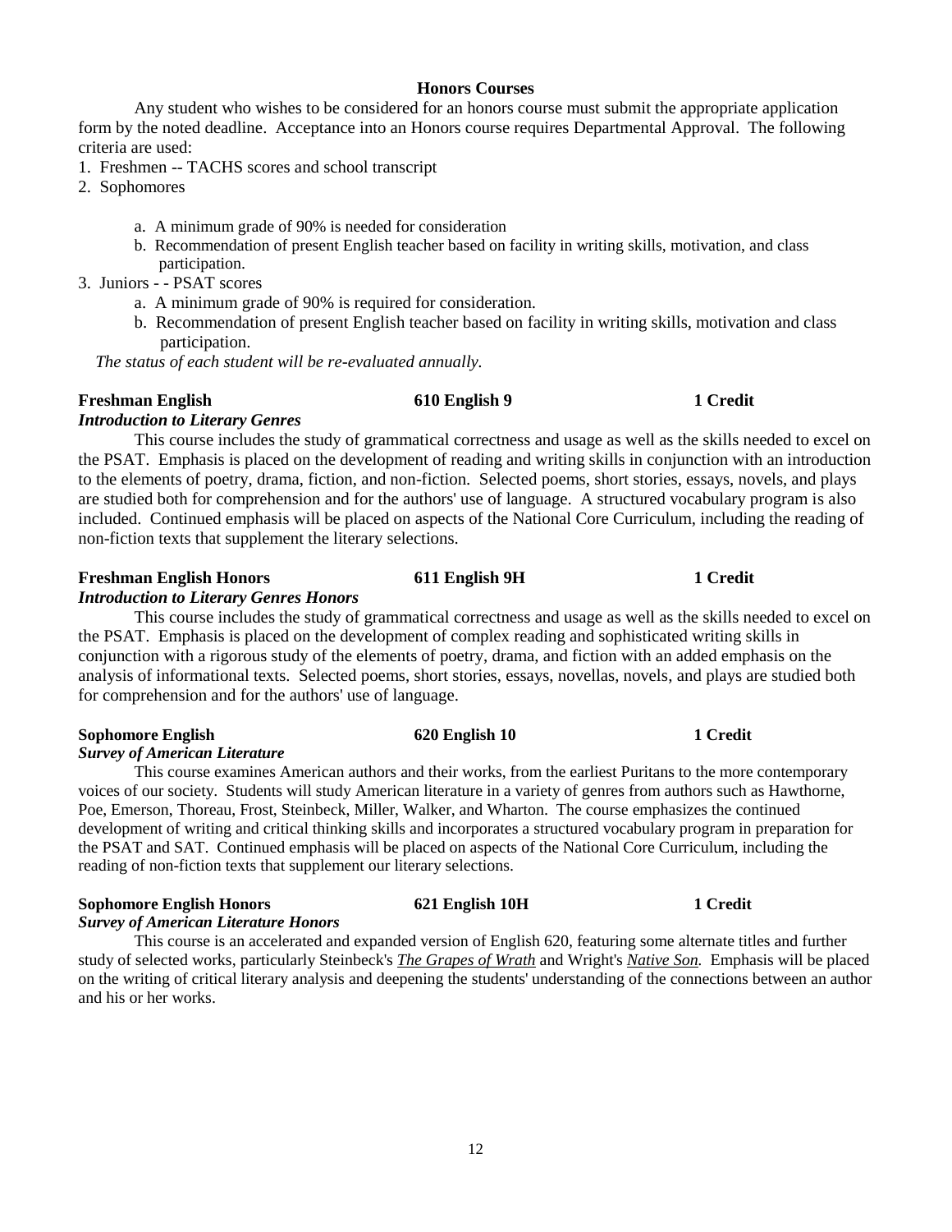## Honors Courses

Any student who wishes to be considered for an honors course must submit the appropriate application form by the noted deadline. Acceptance into an Honors course requires Departmental Approval. The following criteria are used:

1. Freshmen -- TACHS scores and school transcript
2. Sophomores
   - a. A minimum grade of 90% is needed for consideration
   - b. Recommendation of present English teacher based on facility in writing skills, motivation, and class participation.
3. Juniors - - PSAT scores
   - a. A minimum grade of 90% is required for consideration.
   - b. Recommendation of present English teacher based on facility in writing skills, motivation and class participation.

*The status of each student will be re-evaluated annually.*

**Freshman English** **610 English 9** **1 Credit**
***Introduction to Literary Genres***

This course includes the study of grammatical correctness and usage as well as the skills needed to excel on the PSAT. Emphasis is placed on the development of reading and writing skills in conjunction with an introduction to the elements of poetry, drama, fiction, and non-fiction. Selected poems, short stories, essays, novels, and plays are studied both for comprehension and for the authors' use of language. A structured vocabulary program is also included. Continued emphasis will be placed on aspects of the National Core Curriculum, including the reading of non-fiction texts that supplement the literary selections.

**Freshman English Honors** **611 English 9H** **1 Credit**
***Introduction to Literary Genres Honors***

This course includes the study of grammatical correctness and usage as well as the skills needed to excel on the PSAT. Emphasis is placed on the development of complex reading and sophisticated writing skills in conjunction with a rigorous study of the elements of poetry, drama, and fiction with an added emphasis on the analysis of informational texts. Selected poems, short stories, essays, novellas, novels, and plays are studied both for comprehension and for the authors' use of language.

**Sophomore English** **620 English 10** **1 Credit**
***Survey of American Literature***

This course examines American authors and their works, from the earliest Puritans to the more contemporary voices of our society. Students will study American literature in a variety of genres from authors such as Hawthorne, Poe, Emerson, Thoreau, Frost, Steinbeck, Miller, Walker, and Wharton. The course emphasizes the continued development of writing and critical thinking skills and incorporates a structured vocabulary program in preparation for the PSAT and SAT. Continued emphasis will be placed on aspects of the National Core Curriculum, including the reading of non-fiction texts that supplement our literary selections.

**Sophomore English Honors** **621 English 10H** **1 Credit**
***Survey of American Literature Honors***

This course is an accelerated and expanded version of English 620, featuring some alternate titles and further study of selected works, particularly Steinbeck's *The Grapes of Wrath* and Wright's *Native Son.* Emphasis will be placed on the writing of critical literary analysis and deepening the students' understanding of the connections between an author and his or her works.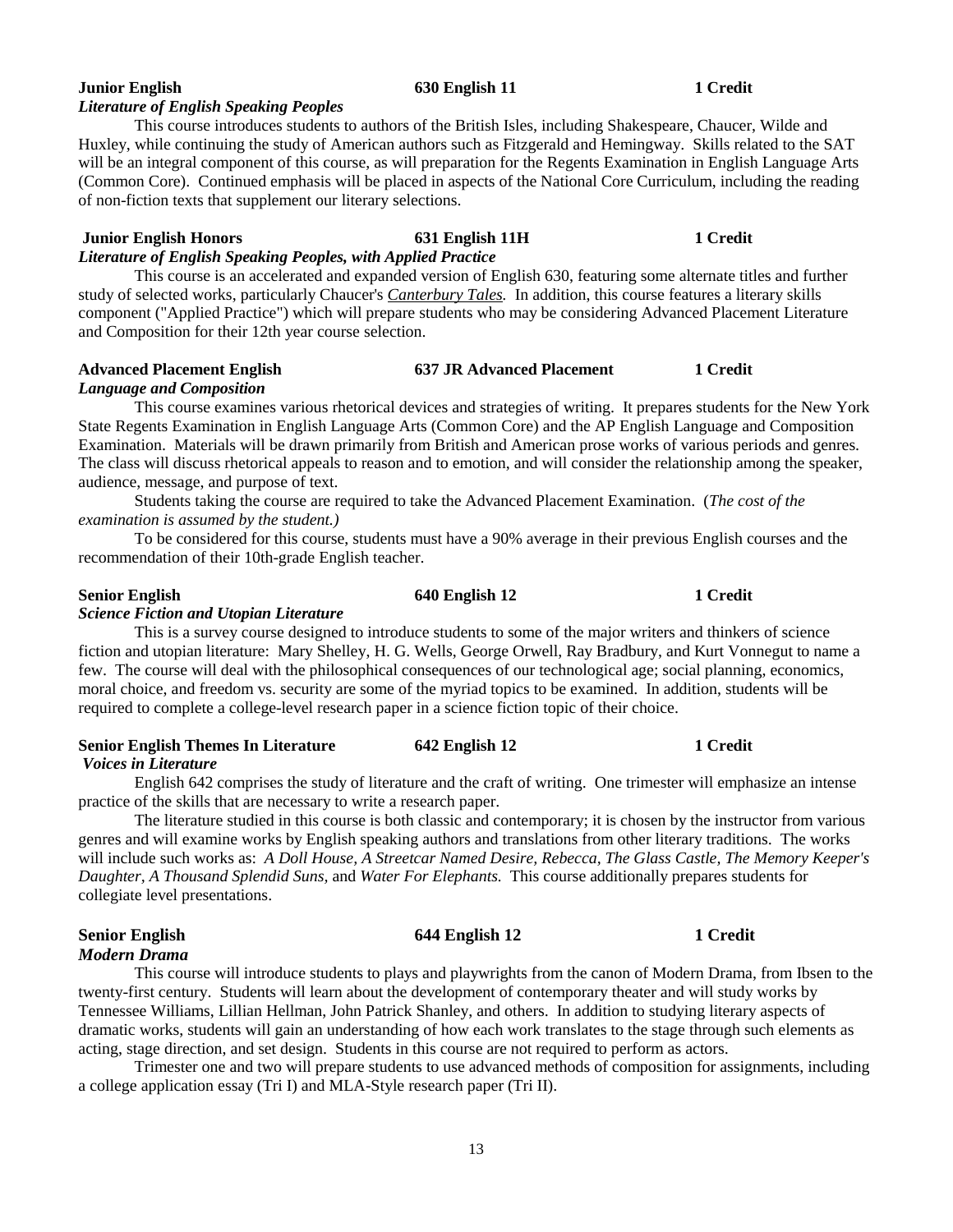**Junior English** **630 English 11** **1 Credit**
***Literature of English Speaking Peoples***

This course introduces students to authors of the British Isles, including Shakespeare, Chaucer, Wilde and Huxley, while continuing the study of American authors such as Fitzgerald and Hemingway. Skills related to the SAT will be an integral component of this course, as will preparation for the Regents Examination in English Language Arts (Common Core). Continued emphasis will be placed in aspects of the National Core Curriculum, including the reading of non-fiction texts that supplement our literary selections.

**Junior English Honors** **631 English 11H** **1 Credit**
***Literature of English Speaking Peoples, with Applied Practice***

This course is an accelerated and expanded version of English 630, featuring some alternate titles and further study of selected works, particularly Chaucer's *Canterbury Tales.* In addition, this course features a literary skills component ("Applied Practice") which will prepare students who may be considering Advanced Placement Literature and Composition for their 12th year course selection.

**Advanced Placement English** **637 JR Advanced Placement** **1 Credit**
***Language and Composition***

This course examines various rhetorical devices and strategies of writing. It prepares students for the New York State Regents Examination in English Language Arts (Common Core) and the AP English Language and Composition Examination. Materials will be drawn primarily from British and American prose works of various periods and genres. The class will discuss rhetorical appeals to reason and to emotion, and will consider the relationship among the speaker, audience, message, and purpose of text.

Students taking the course are required to take the Advanced Placement Examination. (*The cost of the examination is assumed by the student.)*

To be considered for this course, students must have a 90% average in their previous English courses and the recommendation of their 10th-grade English teacher.

**Senior English** **640 English 12** **1 Credit**
***Science Fiction and Utopian Literature***

This is a survey course designed to introduce students to some of the major writers and thinkers of science fiction and utopian literature: Mary Shelley, H. G. Wells, George Orwell, Ray Bradbury, and Kurt Vonnegut to name a few. The course will deal with the philosophical consequences of our technological age; social planning, economics, moral choice, and freedom vs. security are some of the myriad topics to be examined. In addition, students will be required to complete a college-level research paper in a science fiction topic of their choice.

**Senior English Themes In Literature** **642 English 12** **1 Credit**
***Voices in Literature***

English 642 comprises the study of literature and the craft of writing. One trimester will emphasize an intense practice of the skills that are necessary to write a research paper.

The literature studied in this course is both classic and contemporary; it is chosen by the instructor from various genres and will examine works by English speaking authors and translations from other literary traditions. The works will include such works as: *A Doll House, A Streetcar Named Desire, Rebecca, The Glass Castle, The Memory Keeper's Daughter, A Thousand Splendid Suns,* and *Water For Elephants.* This course additionally prepares students for collegiate level presentations.

**Senior English** **644 English 12** **1 Credit**
***Modern Drama***

This course will introduce students to plays and playwrights from the canon of Modern Drama, from Ibsen to the twenty-first century. Students will learn about the development of contemporary theater and will study works by Tennessee Williams, Lillian Hellman, John Patrick Shanley, and others. In addition to studying literary aspects of dramatic works, students will gain an understanding of how each work translates to the stage through such elements as acting, stage direction, and set design. Students in this course are not required to perform as actors.

Trimester one and two will prepare students to use advanced methods of composition for assignments, including a college application essay (Tri I) and MLA-Style research paper (Tri II).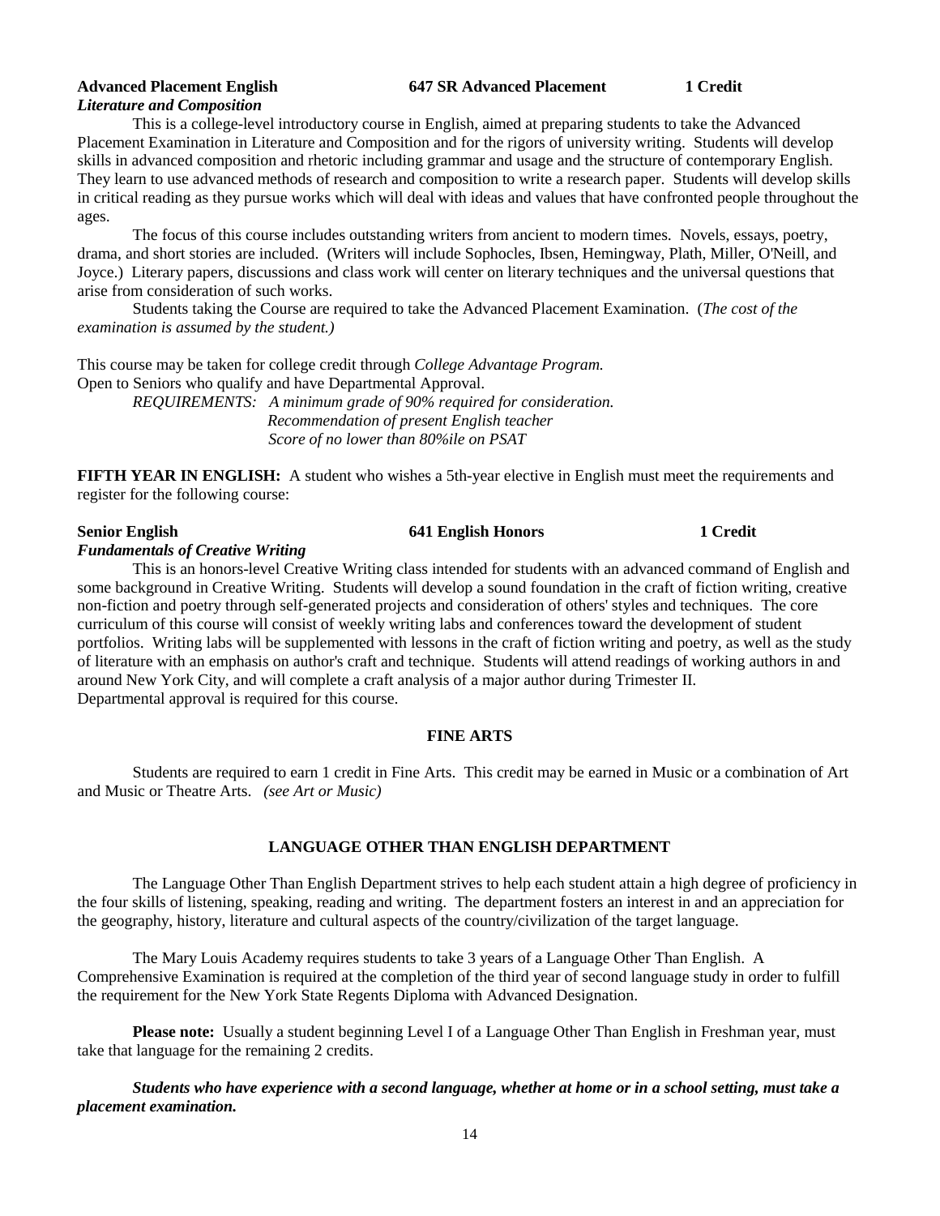**Advanced Placement English** **647 SR Advanced Placement** **1 Credit**
***Literature and Composition***

This is a college-level introductory course in English, aimed at preparing students to take the Advanced Placement Examination in Literature and Composition and for the rigors of university writing. Students will develop skills in advanced composition and rhetoric including grammar and usage and the structure of contemporary English. They learn to use advanced methods of research and composition to write a research paper. Students will develop skills in critical reading as they pursue works which will deal with ideas and values that have confronted people throughout the ages.

The focus of this course includes outstanding writers from ancient to modern times. Novels, essays, poetry, drama, and short stories are included. (Writers will include Sophocles, Ibsen, Hemingway, Plath, Miller, O'Neill, and Joyce.) Literary papers, discussions and class work will center on literary techniques and the universal questions that arise from consideration of such works.

Students taking the Course are required to take the Advanced Placement Examination. (*The cost of the examination is assumed by the student.)*

This course may be taken for college credit through *College Advantage Program.*
Open to Seniors who qualify and have Departmental Approval.

*REQUIREMENTS: A minimum grade of 90% required for consideration.*
*Recommendation of present English teacher*
*Score of no lower than 80%ile on PSAT*

**FIFTH YEAR IN ENGLISH:** A student who wishes a 5th-year elective in English must meet the requirements and register for the following course:

**Senior English** **641 English Honors** **1 Credit**
***Fundamentals of Creative Writing***

This is an honors-level Creative Writing class intended for students with an advanced command of English and some background in Creative Writing. Students will develop a sound foundation in the craft of fiction writing, creative non-fiction and poetry through self-generated projects and consideration of others' styles and techniques. The core curriculum of this course will consist of weekly writing labs and conferences toward the development of student portfolios. Writing labs will be supplemented with lessons in the craft of fiction writing and poetry, as well as the study of literature with an emphasis on author's craft and technique. Students will attend readings of working authors in and around New York City, and will complete a craft analysis of a major author during Trimester II.
Departmental approval is required for this course.

## FINE ARTS

Students are required to earn 1 credit in Fine Arts. This credit may be earned in Music or a combination of Art and Music or Theatre Arts. *(see Art or Music)*

## LANGUAGE OTHER THAN ENGLISH DEPARTMENT

The Language Other Than English Department strives to help each student attain a high degree of proficiency in the four skills of listening, speaking, reading and writing. The department fosters an interest in and an appreciation for the geography, history, literature and cultural aspects of the country/civilization of the target language.

The Mary Louis Academy requires students to take 3 years of a Language Other Than English. A Comprehensive Examination is required at the completion of the third year of second language study in order to fulfill the requirement for the New York State Regents Diploma with Advanced Designation.

**Please note:** Usually a student beginning Level I of a Language Other Than English in Freshman year, must take that language for the remaining 2 credits.

***Students who have experience with a second language, whether at home or in a school setting, must take a placement examination.***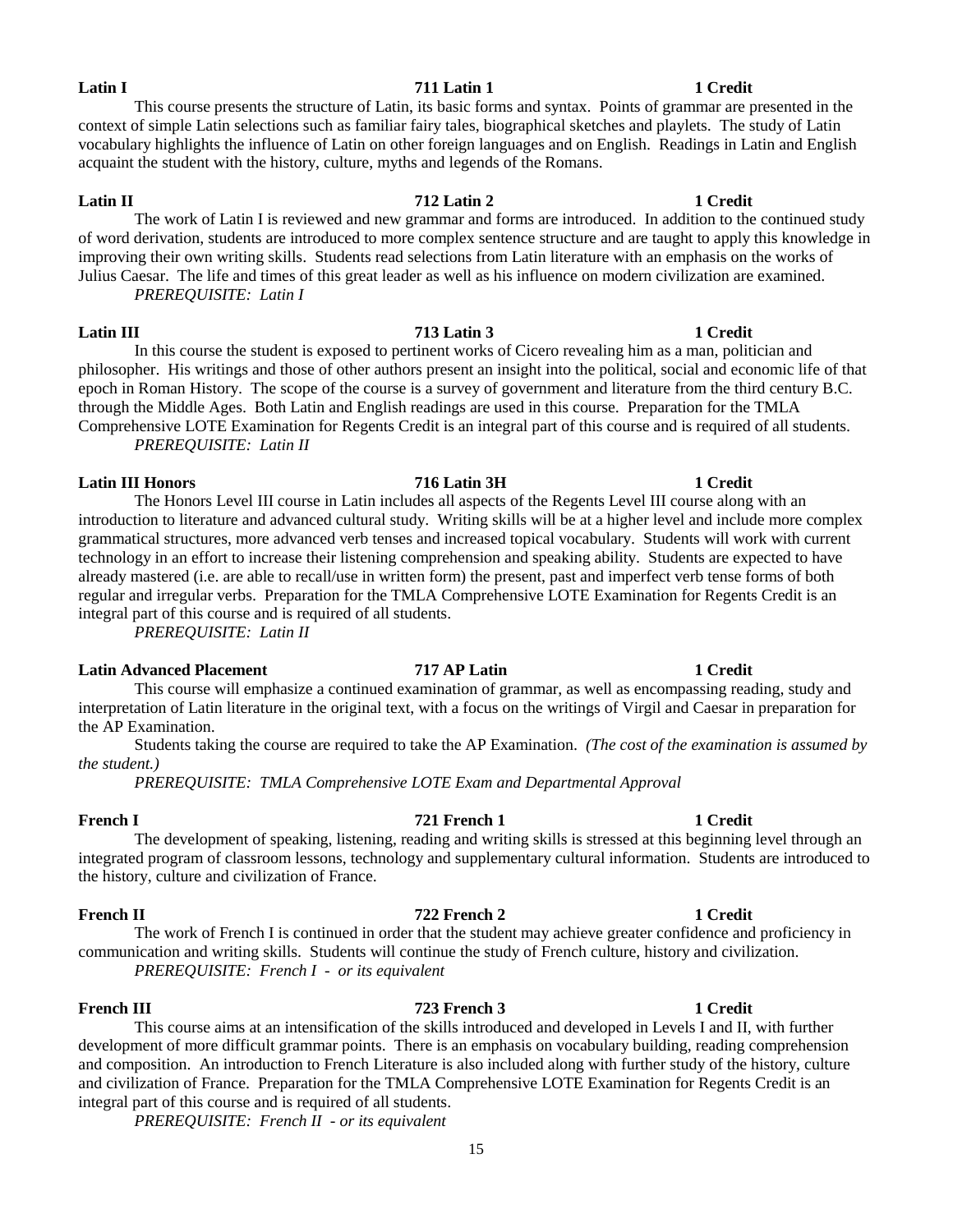**Latin I** **711 Latin 1** **1 Credit**

This course presents the structure of Latin, its basic forms and syntax. Points of grammar are presented in the context of simple Latin selections such as familiar fairy tales, biographical sketches and playlets. The study of Latin vocabulary highlights the influence of Latin on other foreign languages and on English. Readings in Latin and English acquaint the student with the history, culture, myths and legends of the Romans.

**Latin II** **712 Latin 2** **1 Credit**

The work of Latin I is reviewed and new grammar and forms are introduced. In addition to the continued study of word derivation, students are introduced to more complex sentence structure and are taught to apply this knowledge in improving their own writing skills. Students read selections from Latin literature with an emphasis on the works of Julius Caesar. The life and times of this great leader as well as his influence on modern civilization are examined.

*PREREQUISITE: Latin I*

**Latin III** **713 Latin 3** **1 Credit**

In this course the student is exposed to pertinent works of Cicero revealing him as a man, politician and philosopher. His writings and those of other authors present an insight into the political, social and economic life of that epoch in Roman History. The scope of the course is a survey of government and literature from the third century B.C. through the Middle Ages. Both Latin and English readings are used in this course. Preparation for the TMLA Comprehensive LOTE Examination for Regents Credit is an integral part of this course and is required of all students.

*PREREQUISITE: Latin II*

**Latin III Honors** **716 Latin 3H** **1 Credit**

The Honors Level III course in Latin includes all aspects of the Regents Level III course along with an introduction to literature and advanced cultural study. Writing skills will be at a higher level and include more complex grammatical structures, more advanced verb tenses and increased topical vocabulary. Students will work with current technology in an effort to increase their listening comprehension and speaking ability. Students are expected to have already mastered (i.e. are able to recall/use in written form) the present, past and imperfect verb tense forms of both regular and irregular verbs. Preparation for the TMLA Comprehensive LOTE Examination for Regents Credit is an integral part of this course and is required of all students.

*PREREQUISITE: Latin II*

**Latin Advanced Placement** **717 AP Latin** **1 Credit**

This course will emphasize a continued examination of grammar, as well as encompassing reading, study and interpretation of Latin literature in the original text, with a focus on the writings of Virgil and Caesar in preparation for the AP Examination.

Students taking the course are required to take the AP Examination. *(The cost of the examination is assumed by the student.)*

*PREREQUISITE: TMLA Comprehensive LOTE Exam and Departmental Approval*

**French I** **721 French 1** **1 Credit**

The development of speaking, listening, reading and writing skills is stressed at this beginning level through an integrated program of classroom lessons, technology and supplementary cultural information. Students are introduced to the history, culture and civilization of France.

**French II** **722 French 2** **1 Credit**

The work of French I is continued in order that the student may achieve greater confidence and proficiency in communication and writing skills. Students will continue the study of French culture, history and civilization.

*PREREQUISITE: French I - or its equivalent*

**French III** **723 French 3** **1 Credit**

This course aims at an intensification of the skills introduced and developed in Levels I and II, with further development of more difficult grammar points. There is an emphasis on vocabulary building, reading comprehension and composition. An introduction to French Literature is also included along with further study of the history, culture and civilization of France. Preparation for the TMLA Comprehensive LOTE Examination for Regents Credit is an integral part of this course and is required of all students.

*PREREQUISITE: French II - or its equivalent*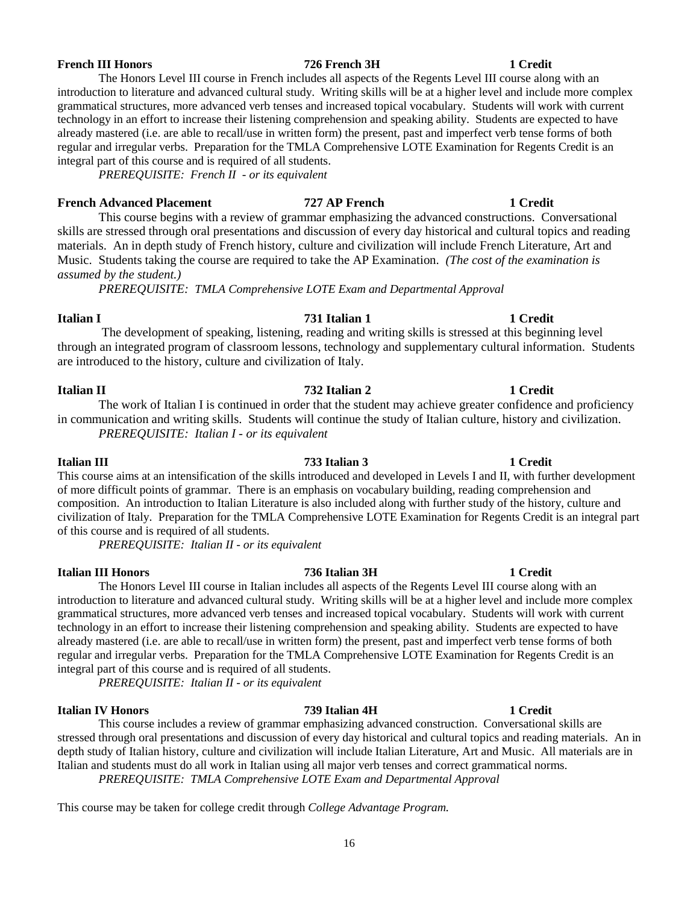**French III Honors** **726 French 3H** **1 Credit**

The Honors Level III course in French includes all aspects of the Regents Level III course along with an introduction to literature and advanced cultural study. Writing skills will be at a higher level and include more complex grammatical structures, more advanced verb tenses and increased topical vocabulary. Students will work with current technology in an effort to increase their listening comprehension and speaking ability. Students are expected to have already mastered (i.e. are able to recall/use in written form) the present, past and imperfect verb tense forms of both regular and irregular verbs. Preparation for the TMLA Comprehensive LOTE Examination for Regents Credit is an integral part of this course and is required of all students.

*PREREQUISITE: French II - or its equivalent*

**French Advanced Placement** **727 AP French** **1 Credit**

This course begins with a review of grammar emphasizing the advanced constructions. Conversational skills are stressed through oral presentations and discussion of every day historical and cultural topics and reading materials. An in depth study of French history, culture and civilization will include French Literature, Art and Music. Students taking the course are required to take the AP Examination. *(The cost of the examination is assumed by the student.)*

*PREREQUISITE: TMLA Comprehensive LOTE Exam and Departmental Approval*

**Italian I** **731 Italian 1** **1 Credit**

The development of speaking, listening, reading and writing skills is stressed at this beginning level through an integrated program of classroom lessons, technology and supplementary cultural information. Students are introduced to the history, culture and civilization of Italy.

**Italian II** **732 Italian 2** **1 Credit**

The work of Italian I is continued in order that the student may achieve greater confidence and proficiency in communication and writing skills. Students will continue the study of Italian culture, history and civilization.

*PREREQUISITE: Italian I - or its equivalent*

**Italian III** **733 Italian 3** **1 Credit**

This course aims at an intensification of the skills introduced and developed in Levels I and II, with further development of more difficult points of grammar. There is an emphasis on vocabulary building, reading comprehension and composition. An introduction to Italian Literature is also included along with further study of the history, culture and civilization of Italy. Preparation for the TMLA Comprehensive LOTE Examination for Regents Credit is an integral part of this course and is required of all students.

*PREREQUISITE: Italian II - or its equivalent*

**Italian III Honors** **736 Italian 3H** **1 Credit**

The Honors Level III course in Italian includes all aspects of the Regents Level III course along with an introduction to literature and advanced cultural study. Writing skills will be at a higher level and include more complex grammatical structures, more advanced verb tenses and increased topical vocabulary. Students will work with current technology in an effort to increase their listening comprehension and speaking ability. Students are expected to have already mastered (i.e. are able to recall/use in written form) the present, past and imperfect verb tense forms of both regular and irregular verbs. Preparation for the TMLA Comprehensive LOTE Examination for Regents Credit is an integral part of this course and is required of all students.

*PREREQUISITE: Italian II - or its equivalent*

**Italian IV Honors** **739 Italian 4H** **1 Credit**

This course includes a review of grammar emphasizing advanced construction. Conversational skills are stressed through oral presentations and discussion of every day historical and cultural topics and reading materials. An in depth study of Italian history, culture and civilization will include Italian Literature, Art and Music. All materials are in Italian and students must do all work in Italian using all major verb tenses and correct grammatical norms.

*PREREQUISITE: TMLA Comprehensive LOTE Exam and Departmental Approval*

This course may be taken for college credit through *College Advantage Program.*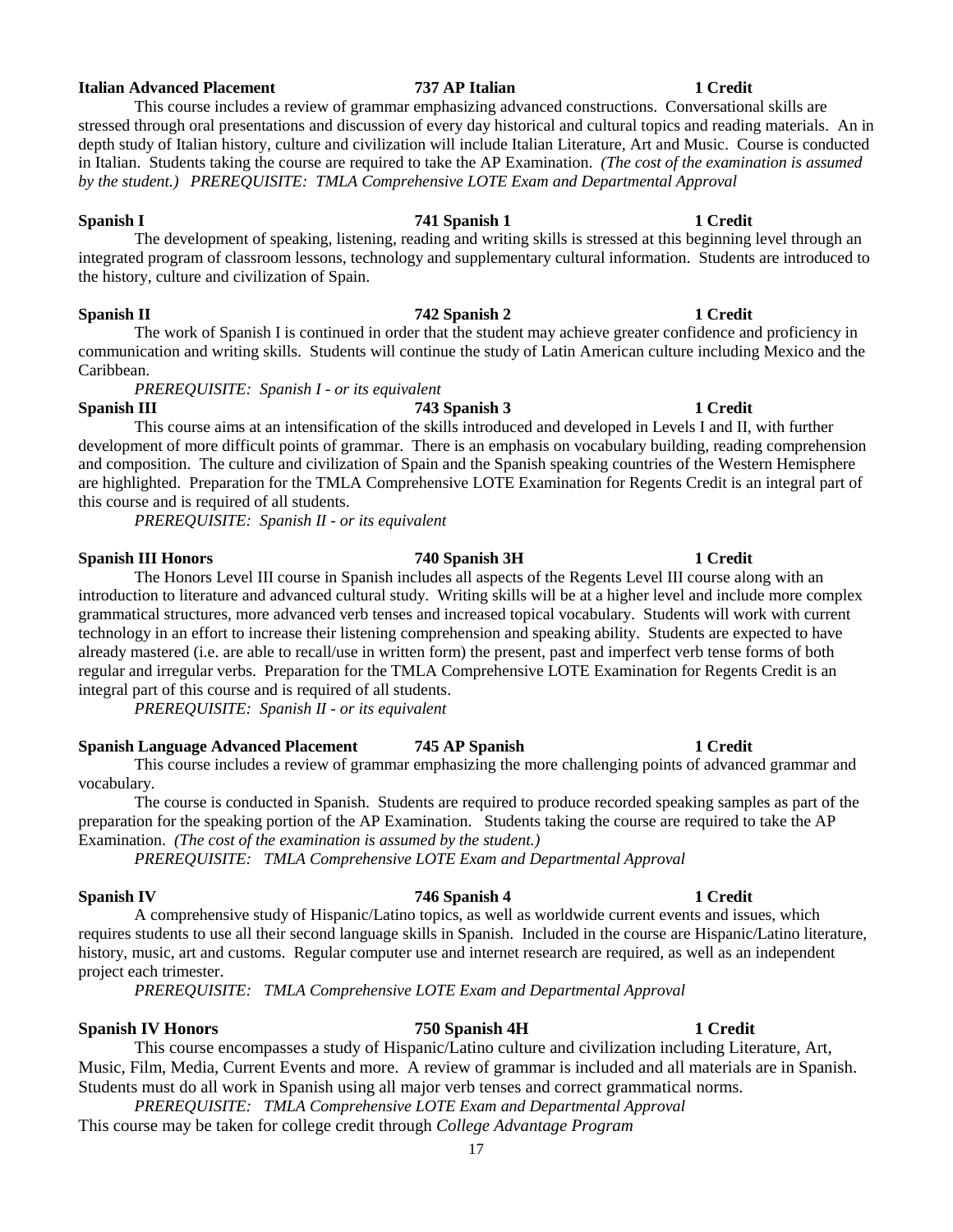**Italian Advanced Placement** **737 AP Italian** **1 Credit**

This course includes a review of grammar emphasizing advanced constructions. Conversational skills are stressed through oral presentations and discussion of every day historical and cultural topics and reading materials. An in depth study of Italian history, culture and civilization will include Italian Literature, Art and Music. Course is conducted in Italian. Students taking the course are required to take the AP Examination. *(The cost of the examination is assumed by the student.) PREREQUISITE: TMLA Comprehensive LOTE Exam and Departmental Approval*

**Spanish I** **741 Spanish 1** **1 Credit**

The development of speaking, listening, reading and writing skills is stressed at this beginning level through an integrated program of classroom lessons, technology and supplementary cultural information. Students are introduced to the history, culture and civilization of Spain.

**Spanish II** **742 Spanish 2** **1 Credit**

The work of Spanish I is continued in order that the student may achieve greater confidence and proficiency in communication and writing skills. Students will continue the study of Latin American culture including Mexico and the Caribbean.

*PREREQUISITE: Spanish I - or its equivalent*

**Spanish III** **743 Spanish 3** **1 Credit**

This course aims at an intensification of the skills introduced and developed in Levels I and II, with further development of more difficult points of grammar. There is an emphasis on vocabulary building, reading comprehension and composition. The culture and civilization of Spain and the Spanish speaking countries of the Western Hemisphere are highlighted. Preparation for the TMLA Comprehensive LOTE Examination for Regents Credit is an integral part of this course and is required of all students.

*PREREQUISITE: Spanish II - or its equivalent*

**Spanish III Honors** **740 Spanish 3H** **1 Credit**

The Honors Level III course in Spanish includes all aspects of the Regents Level III course along with an introduction to literature and advanced cultural study. Writing skills will be at a higher level and include more complex grammatical structures, more advanced verb tenses and increased topical vocabulary. Students will work with current technology in an effort to increase their listening comprehension and speaking ability. Students are expected to have already mastered (i.e. are able to recall/use in written form) the present, past and imperfect verb tense forms of both regular and irregular verbs. Preparation for the TMLA Comprehensive LOTE Examination for Regents Credit is an integral part of this course and is required of all students.

*PREREQUISITE: Spanish II - or its equivalent*

**Spanish Language Advanced Placement** **745 AP Spanish** **1 Credit**

This course includes a review of grammar emphasizing the more challenging points of advanced grammar and vocabulary.

The course is conducted in Spanish. Students are required to produce recorded speaking samples as part of the preparation for the speaking portion of the AP Examination. Students taking the course are required to take the AP Examination. *(The cost of the examination is assumed by the student.)*

*PREREQUISITE: TMLA Comprehensive LOTE Exam and Departmental Approval*

**Spanish IV** **746 Spanish 4** **1 Credit**

A comprehensive study of Hispanic/Latino topics, as well as worldwide current events and issues, which requires students to use all their second language skills in Spanish. Included in the course are Hispanic/Latino literature, history, music, art and customs. Regular computer use and internet research are required, as well as an independent project each trimester.

*PREREQUISITE: TMLA Comprehensive LOTE Exam and Departmental Approval*

**Spanish IV Honors** **750 Spanish 4H** **1 Credit**

This course encompasses a study of Hispanic/Latino culture and civilization including Literature, Art, Music, Film, Media, Current Events and more. A review of grammar is included and all materials are in Spanish. Students must do all work in Spanish using all major verb tenses and correct grammatical norms.

*PREREQUISITE: TMLA Comprehensive LOTE Exam and Departmental Approval*

This course may be taken for college credit through *College Advantage Program*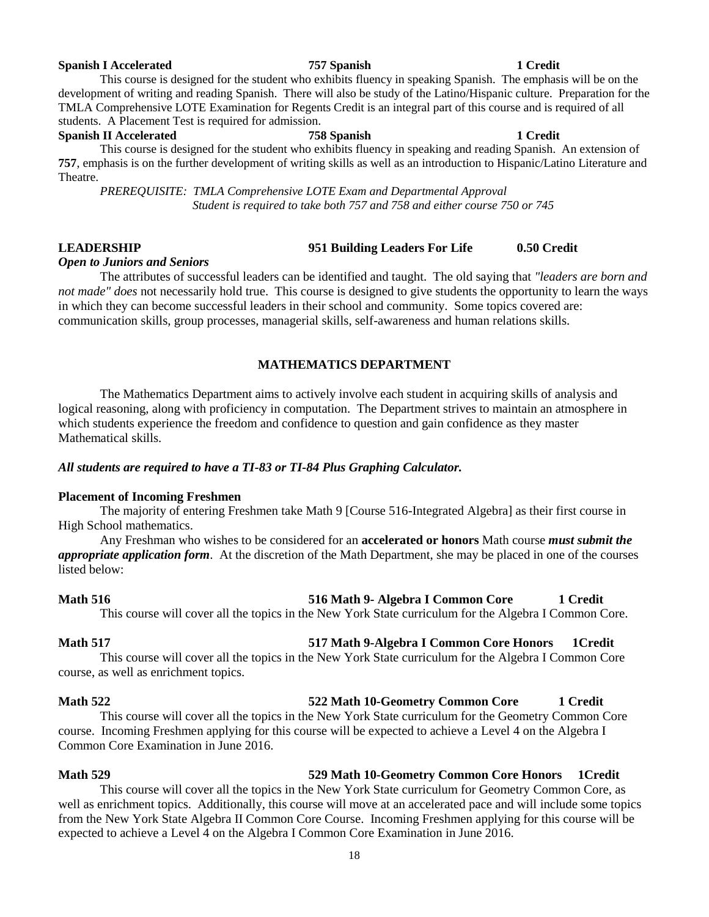**Spanish I Accelerated** **757 Spanish** **1 Credit**

This course is designed for the student who exhibits fluency in speaking Spanish. The emphasis will be on the development of writing and reading Spanish. There will also be study of the Latino/Hispanic culture. Preparation for the TMLA Comprehensive LOTE Examination for Regents Credit is an integral part of this course and is required of all students. A Placement Test is required for admission.

**Spanish II Accelerated** **758 Spanish** **1 Credit**

This course is designed for the student who exhibits fluency in speaking and reading Spanish. An extension of **757**, emphasis is on the further development of writing skills as well as an introduction to Hispanic/Latino Literature and Theatre.

*PREREQUISITE: TMLA Comprehensive LOTE Exam and Departmental Approval*
*Student is required to take both 757 and 758 and either course 750 or 745*

**LEADERSHIP** **951 Building Leaders For Life** **0.50 Credit**

***Open to Juniors and Seniors***

The attributes of successful leaders can be identified and taught. The old saying that *"leaders are born and not made" does* not necessarily hold true. This course is designed to give students the opportunity to learn the ways in which they can become successful leaders in their school and community. Some topics covered are: communication skills, group processes, managerial skills, self-awareness and human relations skills.

## MATHEMATICS DEPARTMENT

The Mathematics Department aims to actively involve each student in acquiring skills of analysis and logical reasoning, along with proficiency in computation. The Department strives to maintain an atmosphere in which students experience the freedom and confidence to question and gain confidence as they master Mathematical skills.

***All students are required to have a TI-83 or TI-84 Plus Graphing Calculator.***

**Placement of Incoming Freshmen**

The majority of entering Freshmen take Math 9 [Course 516-Integrated Algebra] as their first course in High School mathematics.

Any Freshman who wishes to be considered for an **accelerated or honors** Math course ***must submit the appropriate application form***. At the discretion of the Math Department, she may be placed in one of the courses listed below:

**Math 516** **516 Math 9- Algebra I Common Core** **1 Credit**

This course will cover all the topics in the New York State curriculum for the Algebra I Common Core.

**Math 517** **517 Math 9-Algebra I Common Core Honors** **1Credit**

This course will cover all the topics in the New York State curriculum for the Algebra I Common Core course, as well as enrichment topics.

**Math 522** **522 Math 10-Geometry Common Core** **1 Credit**

This course will cover all the topics in the New York State curriculum for the Geometry Common Core course. Incoming Freshmen applying for this course will be expected to achieve a Level 4 on the Algebra I Common Core Examination in June 2016.

**Math 529** **529 Math 10-Geometry Common Core Honors** **1Credit**

This course will cover all the topics in the New York State curriculum for Geometry Common Core, as well as enrichment topics. Additionally, this course will move at an accelerated pace and will include some topics from the New York State Algebra II Common Core Course. Incoming Freshmen applying for this course will be expected to achieve a Level 4 on the Algebra I Common Core Examination in June 2016.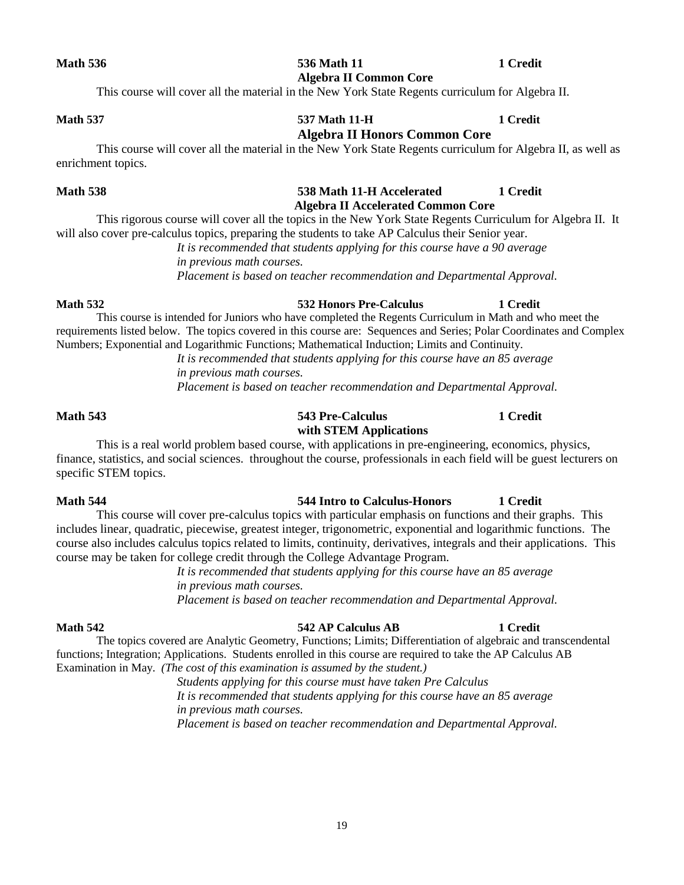**Math 536** **536 Math 11** **1 Credit**
**Algebra II Common Core**

This course will cover all the material in the New York State Regents curriculum for Algebra II.

**Math 537** **537 Math 11-H** **1 Credit**
**Algebra II Honors Common Core**

This course will cover all the material in the New York State Regents curriculum for Algebra II, as well as enrichment topics.

**Math 538** **538 Math 11-H Accelerated** **1 Credit**
**Algebra II Accelerated Common Core**

This rigorous course will cover all the topics in the New York State Regents Curriculum for Algebra II. It will also cover pre-calculus topics, preparing the students to take AP Calculus their Senior year.

*It is recommended that students applying for this course have a 90 average in previous math courses.*
*Placement is based on teacher recommendation and Departmental Approval.*

**Math 532** **532 Honors Pre-Calculus** **1 Credit**

This course is intended for Juniors who have completed the Regents Curriculum in Math and who meet the requirements listed below. The topics covered in this course are: Sequences and Series; Polar Coordinates and Complex Numbers; Exponential and Logarithmic Functions; Mathematical Induction; Limits and Continuity.

*It is recommended that students applying for this course have an 85 average in previous math courses.*
*Placement is based on teacher recommendation and Departmental Approval.*

**Math 543** **543 Pre-Calculus** **1 Credit**
**with STEM Applications**

This is a real world problem based course, with applications in pre-engineering, economics, physics, finance, statistics, and social sciences. throughout the course, professionals in each field will be guest lecturers on specific STEM topics.

**Math 544** **544 Intro to Calculus-Honors** **1 Credit**

This course will cover pre-calculus topics with particular emphasis on functions and their graphs. This includes linear, quadratic, piecewise, greatest integer, trigonometric, exponential and logarithmic functions. The course also includes calculus topics related to limits, continuity, derivatives, integrals and their applications. This course may be taken for college credit through the College Advantage Program.

*It is recommended that students applying for this course have an 85 average in previous math courses.*
*Placement is based on teacher recommendation and Departmental Approval.*

**Math 542** **542 AP Calculus AB** **1 Credit**

The topics covered are Analytic Geometry, Functions; Limits; Differentiation of algebraic and transcendental functions; Integration; Applications. Students enrolled in this course are required to take the AP Calculus AB Examination in May. *(The cost of this examination is assumed by the student.)*

*Students applying for this course must have taken Pre Calculus*
*It is recommended that students applying for this course have an 85 average in previous math courses.*
*Placement is based on teacher recommendation and Departmental Approval.*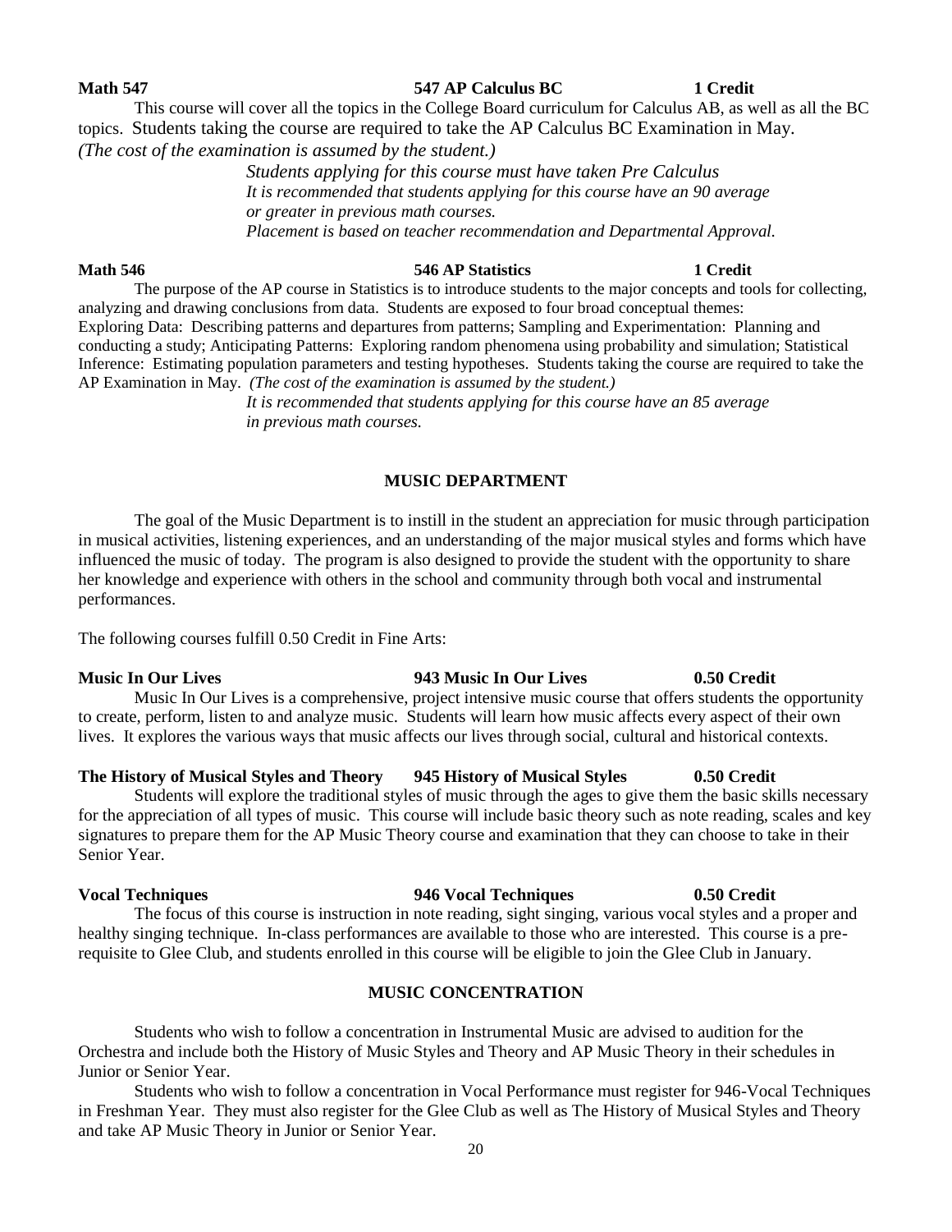**Math 547** **547 AP Calculus BC** **1 Credit**

This course will cover all the topics in the College Board curriculum for Calculus AB, as well as all the BC topics. Students taking the course are required to take the AP Calculus BC Examination in May. *(The cost of the examination is assumed by the student.)*

*Students applying for this course must have taken Pre Calculus*
*It is recommended that students applying for this course have an 90 average or greater in previous math courses.*
*Placement is based on teacher recommendation and Departmental Approval.*

**Math 546** **546 AP Statistics** **1 Credit**

The purpose of the AP course in Statistics is to introduce students to the major concepts and tools for collecting, analyzing and drawing conclusions from data. Students are exposed to four broad conceptual themes: Exploring Data: Describing patterns and departures from patterns; Sampling and Experimentation: Planning and conducting a study; Anticipating Patterns: Exploring random phenomena using probability and simulation; Statistical Inference: Estimating population parameters and testing hypotheses. Students taking the course are required to take the AP Examination in May. *(The cost of the examination is assumed by the student.)*

*It is recommended that students applying for this course have an 85 average in previous math courses.*

## MUSIC DEPARTMENT

The goal of the Music Department is to instill in the student an appreciation for music through participation in musical activities, listening experiences, and an understanding of the major musical styles and forms which have influenced the music of today. The program is also designed to provide the student with the opportunity to share her knowledge and experience with others in the school and community through both vocal and instrumental performances.

The following courses fulfill 0.50 Credit in Fine Arts:

**Music In Our Lives** **943 Music In Our Lives** **0.50 Credit**

Music In Our Lives is a comprehensive, project intensive music course that offers students the opportunity to create, perform, listen to and analyze music. Students will learn how music affects every aspect of their own lives. It explores the various ways that music affects our lives through social, cultural and historical contexts.

**The History of Musical Styles and Theory** **945 History of Musical Styles** **0.50 Credit**

Students will explore the traditional styles of music through the ages to give them the basic skills necessary for the appreciation of all types of music. This course will include basic theory such as note reading, scales and key signatures to prepare them for the AP Music Theory course and examination that they can choose to take in their Senior Year.

**Vocal Techniques** **946 Vocal Techniques** **0.50 Credit**

The focus of this course is instruction in note reading, sight singing, various vocal styles and a proper and healthy singing technique. In-class performances are available to those who are interested. This course is a pre-requisite to Glee Club, and students enrolled in this course will be eligible to join the Glee Club in January.

## MUSIC CONCENTRATION

Students who wish to follow a concentration in Instrumental Music are advised to audition for the Orchestra and include both the History of Music Styles and Theory and AP Music Theory in their schedules in Junior or Senior Year.

Students who wish to follow a concentration in Vocal Performance must register for 946-Vocal Techniques in Freshman Year. They must also register for the Glee Club as well as The History of Musical Styles and Theory and take AP Music Theory in Junior or Senior Year.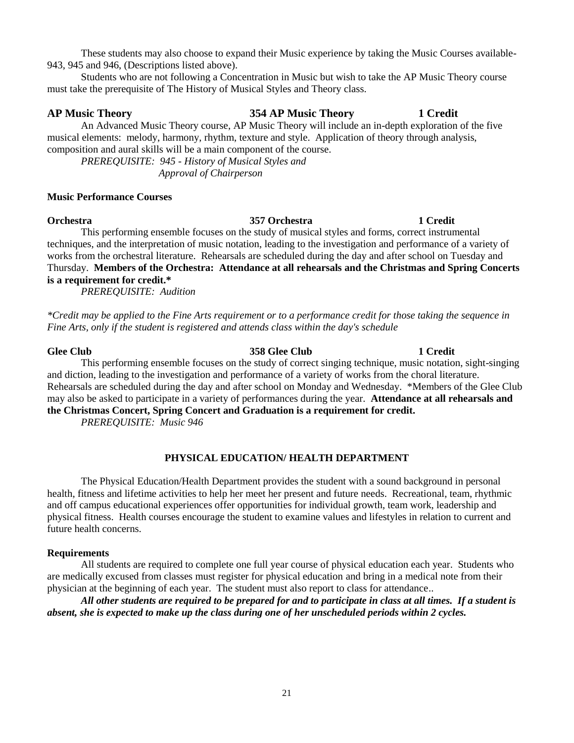These students may also choose to expand their Music experience by taking the Music Courses available- 943, 945 and 946, (Descriptions listed above).

Students who are not following a Concentration in Music but wish to take the AP Music Theory course must take the prerequisite of The History of Musical Styles and Theory class.

**AP Music Theory** **354 AP Music Theory** **1 Credit**

An Advanced Music Theory course, AP Music Theory will include an in-depth exploration of the five musical elements: melody, harmony, rhythm, texture and style. Application of theory through analysis, composition and aural skills will be a main component of the course.

*PREREQUISITE: 945 - History of Musical Styles and Approval of Chairperson*

**Music Performance Courses**

**Orchestra** **357 Orchestra** **1 Credit**

This performing ensemble focuses on the study of musical styles and forms, correct instrumental techniques, and the interpretation of music notation, leading to the investigation and performance of a variety of works from the orchestral literature. Rehearsals are scheduled during the day and after school on Tuesday and Thursday. **Members of the Orchestra: Attendance at all rehearsals and the Christmas and Spring Concerts is a requirement for credit.***

*PREREQUISITE: Audition*

*\*Credit may be applied to the Fine Arts requirement or to a performance credit for those taking the sequence in Fine Arts, only if the student is registered and attends class within the day's schedule*

**Glee Club** **358 Glee Club** **1 Credit**

This performing ensemble focuses on the study of correct singing technique, music notation, sight-singing and diction, leading to the investigation and performance of a variety of works from the choral literature. Rehearsals are scheduled during the day and after school on Monday and Wednesday. *Members of the Glee Club may also be asked to participate in a variety of performances during the year. **Attendance at all rehearsals and the Christmas Concert, Spring Concert and Graduation is a requirement for credit.**

*PREREQUISITE: Music 946*

## PHYSICAL EDUCATION/ HEALTH DEPARTMENT

The Physical Education/Health Department provides the student with a sound background in personal health, fitness and lifetime activities to help her meet her present and future needs. Recreational, team, rhythmic and off campus educational experiences offer opportunities for individual growth, team work, leadership and physical fitness. Health courses encourage the student to examine values and lifestyles in relation to current and future health concerns.

**Requirements**

All students are required to complete one full year course of physical education each year. Students who are medically excused from classes must register for physical education and bring in a medical note from their physician at the beginning of each year. The student must also report to class for attendance..

***All other students are required to be prepared for and to participate in class at all times. If a student is absent, she is expected to make up the class during one of her unscheduled periods within 2 cycles.***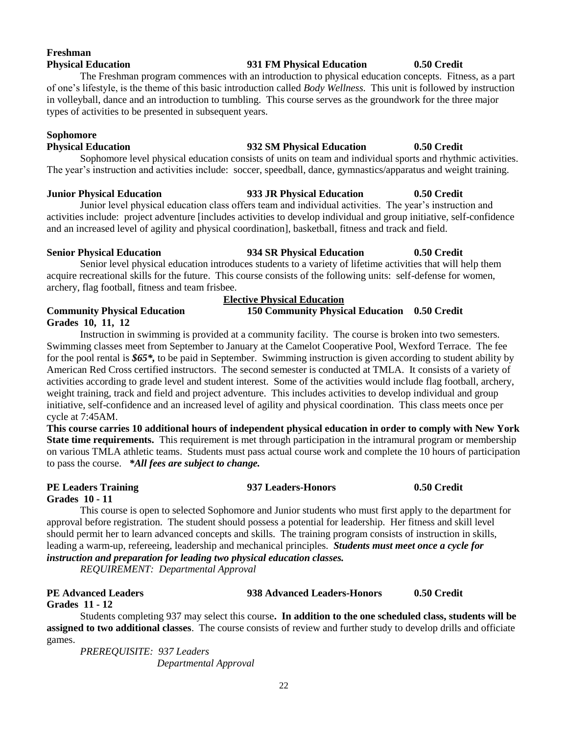**Freshman**
**Physical Education** **931 FM Physical Education** **0.50 Credit**

The Freshman program commences with an introduction to physical education concepts. Fitness, as a part of one's lifestyle, is the theme of this basic introduction called *Body Wellness.* This unit is followed by instruction in volleyball, dance and an introduction to tumbling. This course serves as the groundwork for the three major types of activities to be presented in subsequent years.

**Sophomore**
**Physical Education** **932 SM Physical Education** **0.50 Credit**

Sophomore level physical education consists of units on team and individual sports and rhythmic activities. The year's instruction and activities include: soccer, speedball, dance, gymnastics/apparatus and weight training.

**Junior Physical Education** **933 JR Physical Education** **0.50 Credit**

Junior level physical education class offers team and individual activities. The year's instruction and activities include: project adventure [includes activities to develop individual and group initiative, self-confidence and an increased level of agility and physical coordination], basketball, fitness and track and field.

**Senior Physical Education** **934 SR Physical Education** **0.50 Credit**

Senior level physical education introduces students to a variety of lifetime activities that will help them acquire recreational skills for the future. This course consists of the following units: self-defense for women, archery, flag football, fitness and team frisbee.

## Elective Physical Education

**Community Physical Education** **150 Community Physical Education** **0.50 Credit**
**Grades 10, 11, 12**

Instruction in swimming is provided at a community facility. The course is broken into two semesters. Swimming classes meet from September to January at the Camelot Cooperative Pool, Wexford Terrace. The fee for the pool rental is ***$65*,*** to be paid in September. Swimming instruction is given according to student ability by American Red Cross certified instructors. The second semester is conducted at TMLA. It consists of a variety of activities according to grade level and student interest. Some of the activities would include flag football, archery, weight training, track and field and project adventure. This includes activities to develop individual and group initiative, self-confidence and an increased level of agility and physical coordination. This class meets once per cycle at 7:45AM.

**This course carries 10 additional hours of independent physical education in order to comply with New York State time requirements.** This requirement is met through participation in the intramural program or membership on various TMLA athletic teams. Students must pass actual course work and complete the 10 hours of participation to pass the course. ***\*All fees are subject to change.***

**PE Leaders Training** **937 Leaders-Honors** **0.50 Credit**
**Grades 10 - 11**

This course is open to selected Sophomore and Junior students who must first apply to the department for approval before registration. The student should possess a potential for leadership. Her fitness and skill level should permit her to learn advanced concepts and skills. The training program consists of instruction in skills, leading a warm-up, refereeing, leadership and mechanical principles. ***Students must meet once a cycle for instruction and preparation for leading two physical education classes.***

*REQUIREMENT: Departmental Approval*

**PE Advanced Leaders** **938 Advanced Leaders-Honors** **0.50 Credit**
**Grades 11 - 12**

Students completing 937 may select this course**. In addition to the one scheduled class, students will be assigned to two additional classes**. The course consists of review and further study to develop drills and officiate games.

*PREREQUISITE: 937 Leaders*
*Departmental Approval*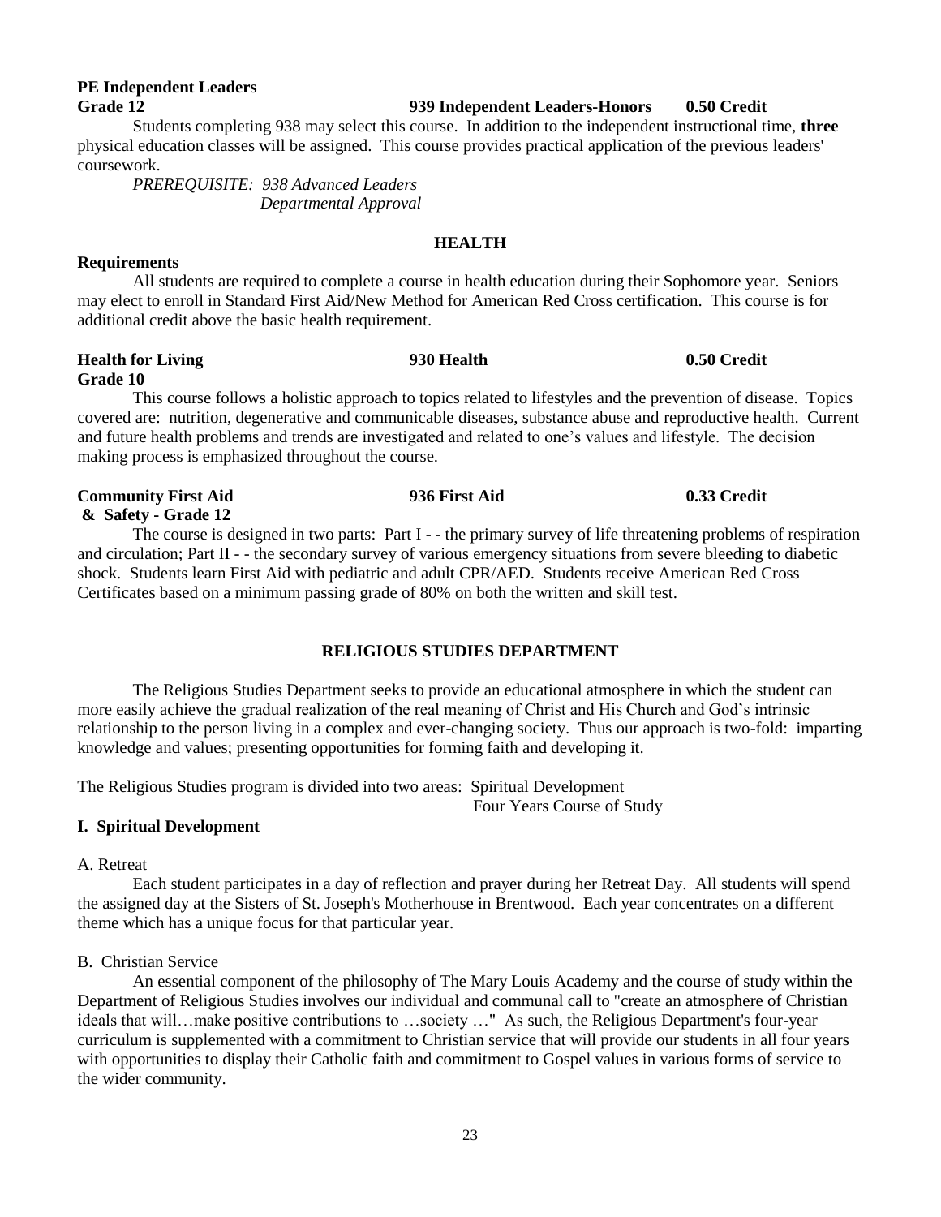**PE Independent Leaders**
**Grade 12** **939 Independent Leaders-Honors** **0.50 Credit**

Students completing 938 may select this course. In addition to the independent instructional time, **three** physical education classes will be assigned. This course provides practical application of the previous leaders' coursework.

*PREREQUISITE: 938 Advanced Leaders*
*Departmental Approval*

## HEALTH

**Requirements**

All students are required to complete a course in health education during their Sophomore year. Seniors may elect to enroll in Standard First Aid/New Method for American Red Cross certification. This course is for additional credit above the basic health requirement.

**Health for Living** **930 Health** **0.50 Credit**
**Grade 10**

This course follows a holistic approach to topics related to lifestyles and the prevention of disease. Topics covered are: nutrition, degenerative and communicable diseases, substance abuse and reproductive health. Current and future health problems and trends are investigated and related to one's values and lifestyle. The decision making process is emphasized throughout the course.

**Community First Aid** **936 First Aid** **0.33 Credit**
**& Safety - Grade 12**

The course is designed in two parts: Part I - - the primary survey of life threatening problems of respiration and circulation; Part II - - the secondary survey of various emergency situations from severe bleeding to diabetic shock. Students learn First Aid with pediatric and adult CPR/AED. Students receive American Red Cross Certificates based on a minimum passing grade of 80% on both the written and skill test.

## RELIGIOUS STUDIES DEPARTMENT

The Religious Studies Department seeks to provide an educational atmosphere in which the student can more easily achieve the gradual realization of the real meaning of Christ and His Church and God's intrinsic relationship to the person living in a complex and ever-changing society. Thus our approach is two-fold: imparting knowledge and values; presenting opportunities for forming faith and developing it.

The Religious Studies program is divided into two areas: Spiritual Development
Four Years Course of Study

### I. Spiritual Development

A. Retreat

Each student participates in a day of reflection and prayer during her Retreat Day. All students will spend the assigned day at the Sisters of St. Joseph's Motherhouse in Brentwood. Each year concentrates on a different theme which has a unique focus for that particular year.

B. Christian Service

An essential component of the philosophy of The Mary Louis Academy and the course of study within the Department of Religious Studies involves our individual and communal call to "create an atmosphere of Christian ideals that will…make positive contributions to …society …" As such, the Religious Department's four-year curriculum is supplemented with a commitment to Christian service that will provide our students in all four years with opportunities to display their Catholic faith and commitment to Gospel values in various forms of service to the wider community.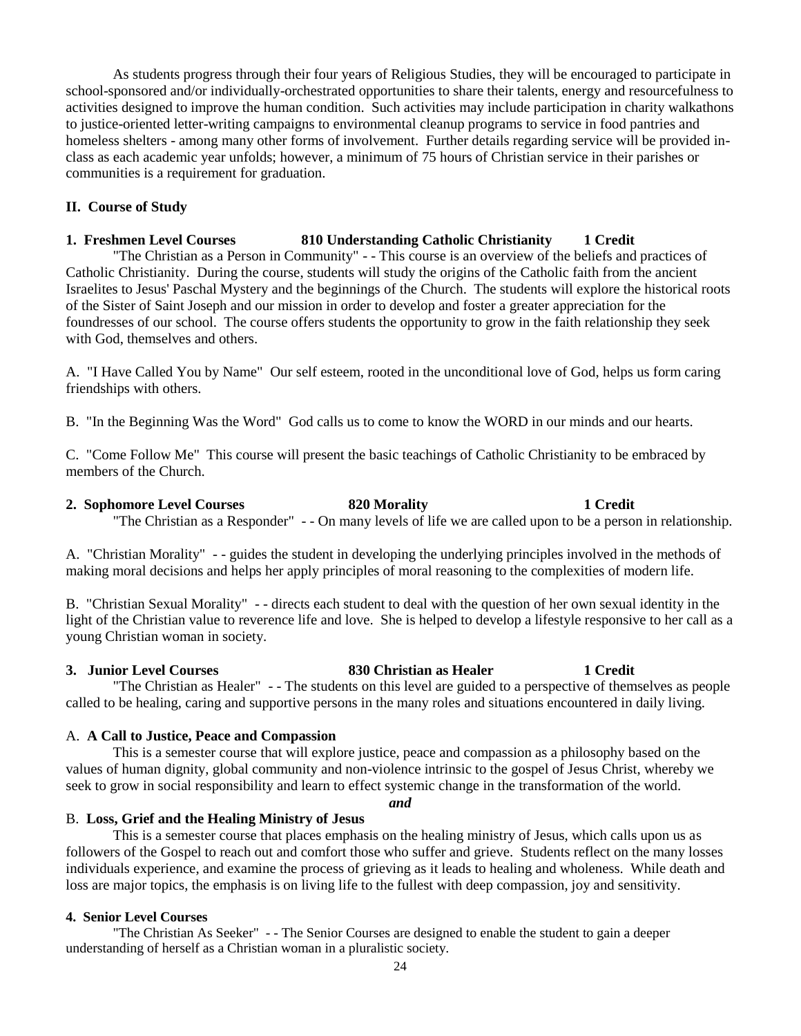As students progress through their four years of Religious Studies, they will be encouraged to participate in school-sponsored and/or individually-orchestrated opportunities to share their talents, energy and resourcefulness to activities designed to improve the human condition. Such activities may include participation in charity walkathons to justice-oriented letter-writing campaigns to environmental cleanup programs to service in food pantries and homeless shelters - among many other forms of involvement. Further details regarding service will be provided in-class as each academic year unfolds; however, a minimum of 75 hours of Christian service in their parishes or communities is a requirement for graduation.

## II. Course of Study

### 1. Freshmen Level Courses — 810 Understanding Catholic Christianity — 1 Credit

"The Christian as a Person in Community" - - This course is an overview of the beliefs and practices of Catholic Christianity. During the course, students will study the origins of the Catholic faith from the ancient Israelites to Jesus' Paschal Mystery and the beginnings of the Church. The students will explore the historical roots of the Sister of Saint Joseph and our mission in order to develop and foster a greater appreciation for the foundresses of our school. The course offers students the opportunity to grow in the faith relationship they seek with God, themselves and others.

A. "I Have Called You by Name" Our self esteem, rooted in the unconditional love of God, helps us form caring friendships with others.

B. "In the Beginning Was the Word" God calls us to come to know the WORD in our minds and our hearts.

C. "Come Follow Me" This course will present the basic teachings of Catholic Christianity to be embraced by members of the Church.

### 2. Sophomore Level Courses — 820 Morality — 1 Credit

"The Christian as a Responder" - - On many levels of life we are called upon to be a person in relationship.

A. "Christian Morality" - - guides the student in developing the underlying principles involved in the methods of making moral decisions and helps her apply principles of moral reasoning to the complexities of modern life.

B. "Christian Sexual Morality" - - directs each student to deal with the question of her own sexual identity in the light of the Christian value to reverence life and love. She is helped to develop a lifestyle responsive to her call as a young Christian woman in society.

### 3. Junior Level Courses — 830 Christian as Healer — 1 Credit

"The Christian as Healer" - - The students on this level are guided to a perspective of themselves as people called to be healing, caring and supportive persons in the many roles and situations encountered in daily living.

A. **A Call to Justice, Peace and Compassion**

This is a semester course that will explore justice, peace and compassion as a philosophy based on the values of human dignity, global community and non-violence intrinsic to the gospel of Jesus Christ, whereby we seek to grow in social responsibility and learn to effect systemic change in the transformation of the world.

***and***

B. **Loss, Grief and the Healing Ministry of Jesus**

This is a semester course that places emphasis on the healing ministry of Jesus, which calls upon us as followers of the Gospel to reach out and comfort those who suffer and grieve. Students reflect on the many losses individuals experience, and examine the process of grieving as it leads to healing and wholeness. While death and loss are major topics, the emphasis is on living life to the fullest with deep compassion, joy and sensitivity.

### 4. Senior Level Courses

"The Christian As Seeker" - - The Senior Courses are designed to enable the student to gain a deeper understanding of herself as a Christian woman in a pluralistic society.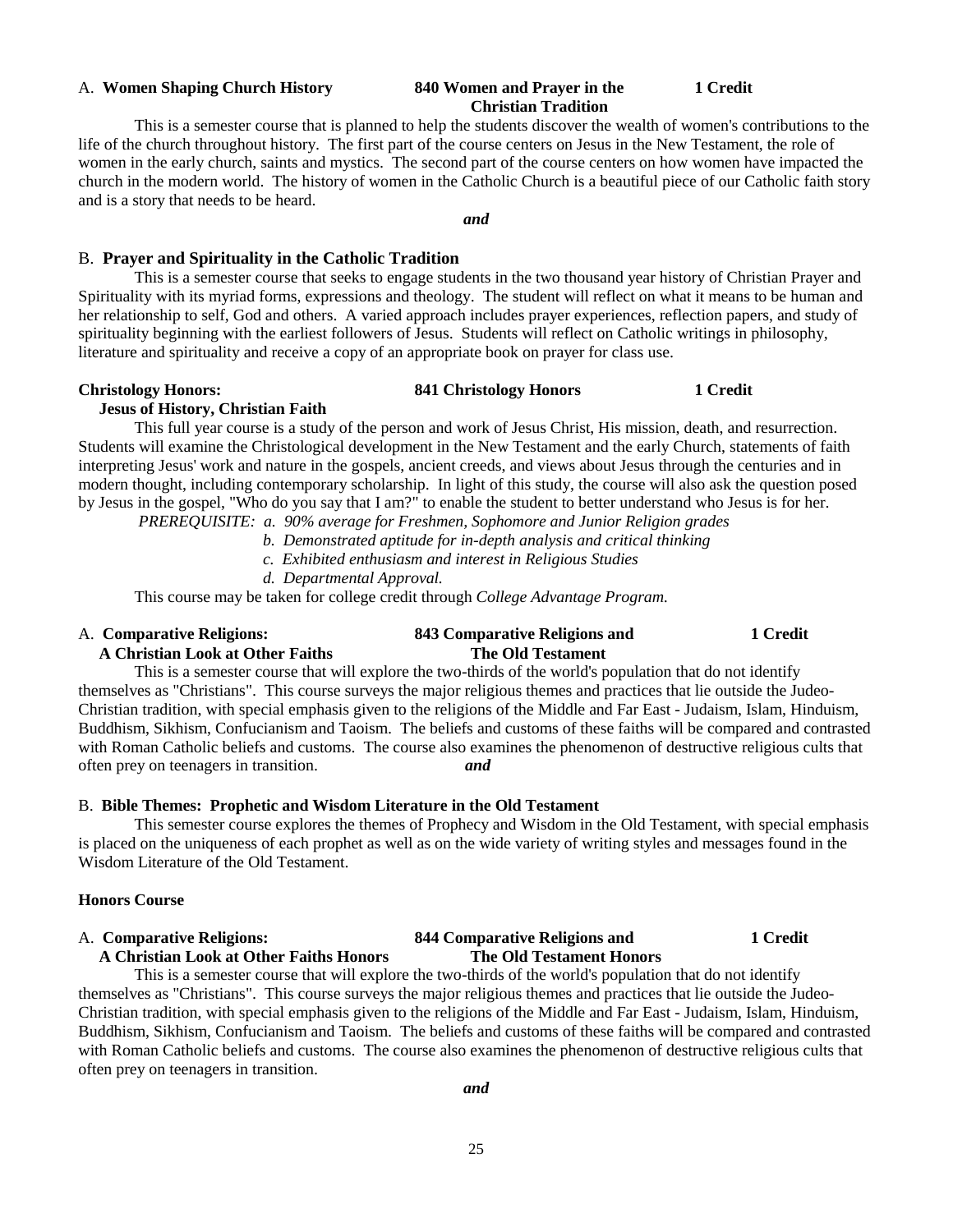A. **Women Shaping Church History** **840 Women and Prayer in the Christian Tradition** **1 Credit**

This is a semester course that is planned to help the students discover the wealth of women's contributions to the life of the church throughout history. The first part of the course centers on Jesus in the New Testament, the role of women in the early church, saints and mystics. The second part of the course centers on how women have impacted the church in the modern world. The history of women in the Catholic Church is a beautiful piece of our Catholic faith story and is a story that needs to be heard.

***and***

B. **Prayer and Spirituality in the Catholic Tradition**

This is a semester course that seeks to engage students in the two thousand year history of Christian Prayer and Spirituality with its myriad forms, expressions and theology. The student will reflect on what it means to be human and her relationship to self, God and others. A varied approach includes prayer experiences, reflection papers, and study of spirituality beginning with the earliest followers of Jesus. Students will reflect on Catholic writings in philosophy, literature and spirituality and receive a copy of an appropriate book on prayer for class use.

**Christology Honors: Jesus of History, Christian Faith** **841 Christology Honors** **1 Credit**

This full year course is a study of the person and work of Jesus Christ, His mission, death, and resurrection. Students will examine the Christological development in the New Testament and the early Church, statements of faith interpreting Jesus' work and nature in the gospels, ancient creeds, and views about Jesus through the centuries and in modern thought, including contemporary scholarship. In light of this study, the course will also ask the question posed by Jesus in the gospel, "Who do you say that I am?" to enable the student to better understand who Jesus is for her.

*PREREQUISITE: a. 90% average for Freshmen, Sophomore and Junior Religion grades*
*b. Demonstrated aptitude for in-depth analysis and critical thinking*
*c. Exhibited enthusiasm and interest in Religious Studies*
*d. Departmental Approval.*

This course may be taken for college credit through *College Advantage Program.*

A. **Comparative Religions: A Christian Look at Other Faiths** **843 Comparative Religions and The Old Testament** **1 Credit**

This is a semester course that will explore the two-thirds of the world's population that do not identify themselves as "Christians". This course surveys the major religious themes and practices that lie outside the Judeo-Christian tradition, with special emphasis given to the religions of the Middle and Far East - Judaism, Islam, Hinduism, Buddhism, Sikhism, Confucianism and Taoism. The beliefs and customs of these faiths will be compared and contrasted with Roman Catholic beliefs and customs. The course also examines the phenomenon of destructive religious cults that often prey on teenagers in transition. ***and***

B. **Bible Themes: Prophetic and Wisdom Literature in the Old Testament**

This semester course explores the themes of Prophecy and Wisdom in the Old Testament, with special emphasis is placed on the uniqueness of each prophet as well as on the wide variety of writing styles and messages found in the Wisdom Literature of the Old Testament.

**Honors Course**

A. **Comparative Religions: A Christian Look at Other Faiths Honors** **844 Comparative Religions and The Old Testament Honors** **1 Credit**

This is a semester course that will explore the two-thirds of the world's population that do not identify themselves as "Christians". This course surveys the major religious themes and practices that lie outside the Judeo-Christian tradition, with special emphasis given to the religions of the Middle and Far East - Judaism, Islam, Hinduism, Buddhism, Sikhism, Confucianism and Taoism. The beliefs and customs of these faiths will be compared and contrasted with Roman Catholic beliefs and customs. The course also examines the phenomenon of destructive religious cults that often prey on teenagers in transition.

***and***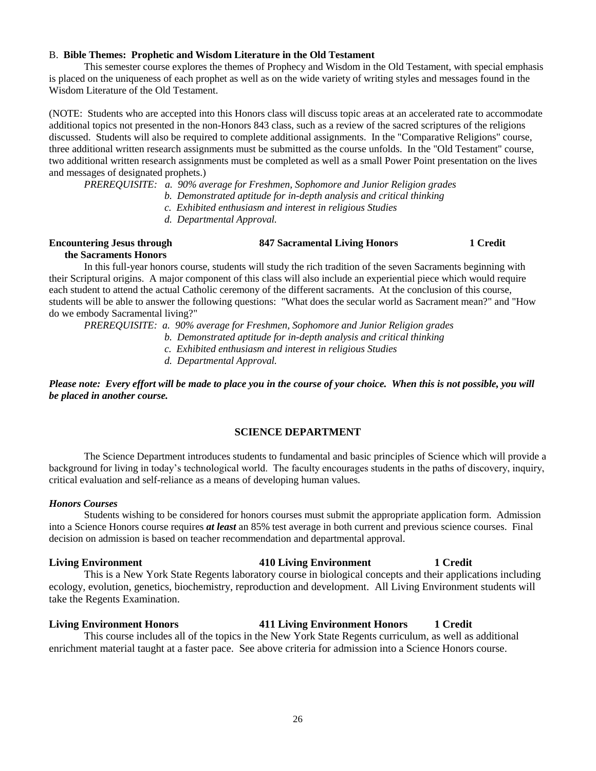B. **Bible Themes: Prophetic and Wisdom Literature in the Old Testament**

This semester course explores the themes of Prophecy and Wisdom in the Old Testament, with special emphasis is placed on the uniqueness of each prophet as well as on the wide variety of writing styles and messages found in the Wisdom Literature of the Old Testament.

(NOTE: Students who are accepted into this Honors class will discuss topic areas at an accelerated rate to accommodate additional topics not presented in the non-Honors 843 class, such as a review of the sacred scriptures of the religions discussed. Students will also be required to complete additional assignments. In the "Comparative Religions" course, three additional written research assignments must be submitted as the course unfolds. In the "Old Testament" course, two additional written research assignments must be completed as well as a small Power Point presentation on the lives and messages of designated prophets.)

*PREREQUISITE: a. 90% average for Freshmen, Sophomore and Junior Religion grades*
*b. Demonstrated aptitude for in-depth analysis and critical thinking*
*c. Exhibited enthusiasm and interest in religious Studies*
*d. Departmental Approval.*

**Encountering Jesus through the Sacraments Honors** | **847 Sacramental Living Honors** | **1 Credit**

In this full-year honors course, students will study the rich tradition of the seven Sacraments beginning with their Scriptural origins. A major component of this class will also include an experiential piece which would require each student to attend the actual Catholic ceremony of the different sacraments. At the conclusion of this course, students will be able to answer the following questions: "What does the secular world as Sacrament mean?" and "How do we embody Sacramental living?"

*PREREQUISITE: a. 90% average for Freshmen, Sophomore and Junior Religion grades*
*b. Demonstrated aptitude for in-depth analysis and critical thinking*
*c. Exhibited enthusiasm and interest in religious Studies*
*d. Departmental Approval.*

***Please note: Every effort will be made to place you in the course of your choice. When this is not possible, you will be placed in another course.***

## SCIENCE DEPARTMENT

The Science Department introduces students to fundamental and basic principles of Science which will provide a background for living in today's technological world. The faculty encourages students in the paths of discovery, inquiry, critical evaluation and self-reliance as a means of developing human values.

***Honors Courses***

Students wishing to be considered for honors courses must submit the appropriate application form. Admission into a Science Honors course requires ***at least*** an 85% test average in both current and previous science courses. Final decision on admission is based on teacher recommendation and departmental approval.

**Living Environment** | **410 Living Environment** | **1 Credit**

This is a New York State Regents laboratory course in biological concepts and their applications including ecology, evolution, genetics, biochemistry, reproduction and development. All Living Environment students will take the Regents Examination.

**Living Environment Honors** | **411 Living Environment Honors** | **1 Credit**

This course includes all of the topics in the New York State Regents curriculum, as well as additional enrichment material taught at a faster pace. See above criteria for admission into a Science Honors course.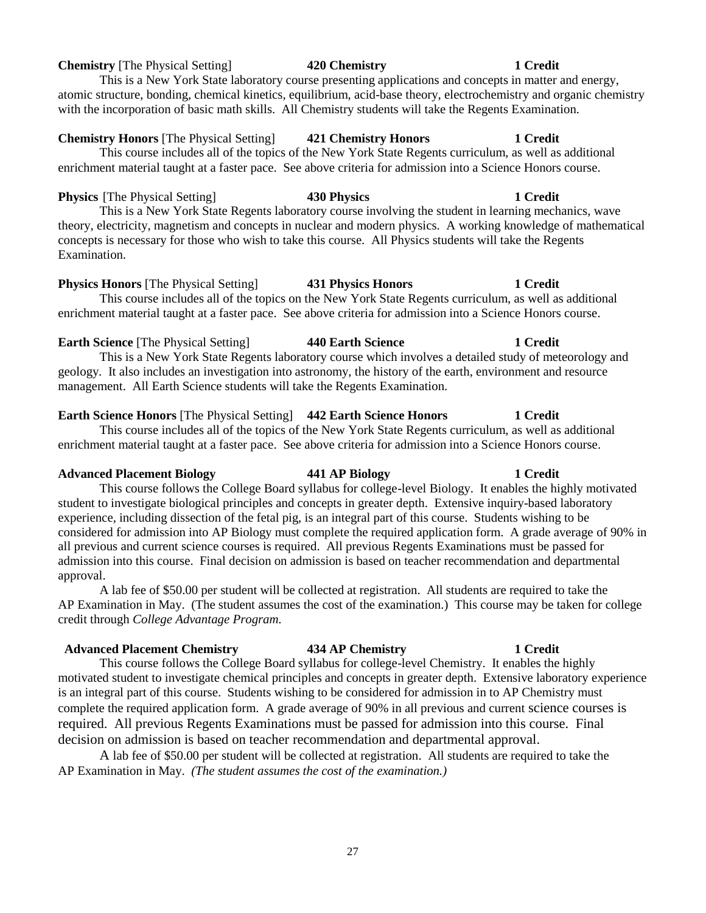**Chemistry** [The Physical Setting] **420 Chemistry** **1 Credit**

This is a New York State laboratory course presenting applications and concepts in matter and energy, atomic structure, bonding, chemical kinetics, equilibrium, acid-base theory, electrochemistry and organic chemistry with the incorporation of basic math skills. All Chemistry students will take the Regents Examination.

**Chemistry Honors** [The Physical Setting] **421 Chemistry Honors** **1 Credit**

This course includes all of the topics of the New York State Regents curriculum, as well as additional enrichment material taught at a faster pace. See above criteria for admission into a Science Honors course.

**Physics** [The Physical Setting] **430 Physics** **1 Credit**

This is a New York State Regents laboratory course involving the student in learning mechanics, wave theory, electricity, magnetism and concepts in nuclear and modern physics. A working knowledge of mathematical concepts is necessary for those who wish to take this course. All Physics students will take the Regents Examination.

**Physics Honors** [The Physical Setting] **431 Physics Honors** **1 Credit**

This course includes all of the topics on the New York State Regents curriculum, as well as additional enrichment material taught at a faster pace. See above criteria for admission into a Science Honors course.

**Earth Science** [The Physical Setting] **440 Earth Science** **1 Credit**

This is a New York State Regents laboratory course which involves a detailed study of meteorology and geology. It also includes an investigation into astronomy, the history of the earth, environment and resource management. All Earth Science students will take the Regents Examination.

**Earth Science Honors** [The Physical Setting] **442 Earth Science Honors** **1 Credit**

This course includes all of the topics of the New York State Regents curriculum, as well as additional enrichment material taught at a faster pace. See above criteria for admission into a Science Honors course.

**Advanced Placement Biology** **441 AP Biology** **1 Credit**

This course follows the College Board syllabus for college-level Biology. It enables the highly motivated student to investigate biological principles and concepts in greater depth. Extensive inquiry-based laboratory experience, including dissection of the fetal pig, is an integral part of this course. Students wishing to be considered for admission into AP Biology must complete the required application form. A grade average of 90% in all previous and current science courses is required. All previous Regents Examinations must be passed for admission into this course. Final decision on admission is based on teacher recommendation and departmental approval.

A lab fee of $50.00 per student will be collected at registration. All students are required to take the AP Examination in May. (The student assumes the cost of the examination.) This course may be taken for college credit through *College Advantage Program.*

**Advanced Placement Chemistry** **434 AP Chemistry** **1 Credit**

This course follows the College Board syllabus for college-level Chemistry. It enables the highly motivated student to investigate chemical principles and concepts in greater depth. Extensive laboratory experience is an integral part of this course. Students wishing to be considered for admission in to AP Chemistry must complete the required application form. A grade average of 90% in all previous and current science courses is required. All previous Regents Examinations must be passed for admission into this course. Final decision on admission is based on teacher recommendation and departmental approval.

A lab fee of $50.00 per student will be collected at registration. All students are required to take the AP Examination in May. *(The student assumes the cost of the examination.)*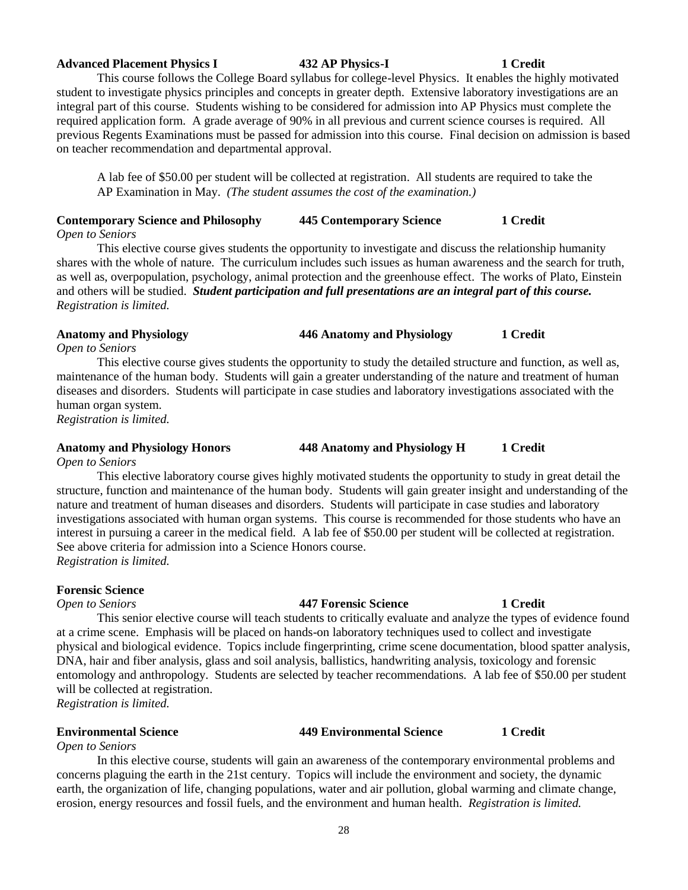**Advanced Placement Physics I** **432 AP Physics-I** **1 Credit**

This course follows the College Board syllabus for college-level Physics. It enables the highly motivated student to investigate physics principles and concepts in greater depth. Extensive laboratory investigations are an integral part of this course. Students wishing to be considered for admission into AP Physics must complete the required application form. A grade average of 90% in all previous and current science courses is required. All previous Regents Examinations must be passed for admission into this course. Final decision on admission is based on teacher recommendation and departmental approval.

A lab fee of $50.00 per student will be collected at registration. All students are required to take the AP Examination in May. *(The student assumes the cost of the examination.)*

**Contemporary Science and Philosophy** **445 Contemporary Science** **1 Credit**

*Open to Seniors*

This elective course gives students the opportunity to investigate and discuss the relationship humanity shares with the whole of nature. The curriculum includes such issues as human awareness and the search for truth, as well as, overpopulation, psychology, animal protection and the greenhouse effect. The works of Plato, Einstein and others will be studied. ***Student participation and full presentations are an integral part of this course.*** *Registration is limited.*

**Anatomy and Physiology** **446 Anatomy and Physiology** **1 Credit**

*Open to Seniors*

This elective course gives students the opportunity to study the detailed structure and function, as well as, maintenance of the human body. Students will gain a greater understanding of the nature and treatment of human diseases and disorders. Students will participate in case studies and laboratory investigations associated with the human organ system.
*Registration is limited.*

**Anatomy and Physiology Honors** **448 Anatomy and Physiology H** **1 Credit**

*Open to Seniors*

This elective laboratory course gives highly motivated students the opportunity to study in great detail the structure, function and maintenance of the human body. Students will gain greater insight and understanding of the nature and treatment of human diseases and disorders. Students will participate in case studies and laboratory investigations associated with human organ systems. This course is recommended for those students who have an interest in pursuing a career in the medical field. A lab fee of $50.00 per student will be collected at registration. See above criteria for admission into a Science Honors course.
*Registration is limited.*

**Forensic Science**

*Open to Seniors* **447 Forensic Science** **1 Credit**

This senior elective course will teach students to critically evaluate and analyze the types of evidence found at a crime scene. Emphasis will be placed on hands-on laboratory techniques used to collect and investigate physical and biological evidence. Topics include fingerprinting, crime scene documentation, blood spatter analysis, DNA, hair and fiber analysis, glass and soil analysis, ballistics, handwriting analysis, toxicology and forensic entomology and anthropology. Students are selected by teacher recommendations. A lab fee of $50.00 per student will be collected at registration.
*Registration is limited.*

**Environmental Science** **449 Environmental Science** **1 Credit**

*Open to Seniors*

In this elective course, students will gain an awareness of the contemporary environmental problems and concerns plaguing the earth in the 21st century. Topics will include the environment and society, the dynamic earth, the organization of life, changing populations, water and air pollution, global warming and climate change, erosion, energy resources and fossil fuels, and the environment and human health. *Registration is limited.*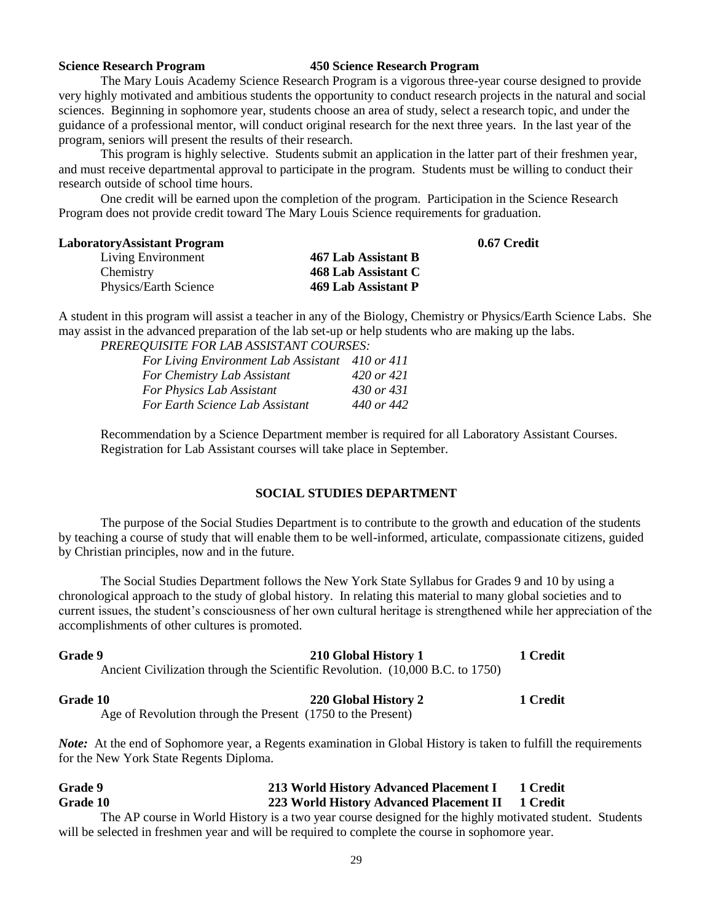**Science Research Program** **450 Science Research Program**

The Mary Louis Academy Science Research Program is a vigorous three-year course designed to provide very highly motivated and ambitious students the opportunity to conduct research projects in the natural and social sciences. Beginning in sophomore year, students choose an area of study, select a research topic, and under the guidance of a professional mentor, will conduct original research for the next three years. In the last year of the program, seniors will present the results of their research.

This program is highly selective. Students submit an application in the latter part of their freshmen year, and must receive departmental approval to participate in the program. Students must be willing to conduct their research outside of school time hours.

One credit will be earned upon the completion of the program. Participation in the Science Research Program does not provide credit toward The Mary Louis Science requirements for graduation.

**LaboratoryAssistant Program** **0.67 Credit**

| | | |
|---|---|---|
| Living Environment | **467 Lab Assistant B** | |
| Chemistry | **468 Lab Assistant C** | |
| Physics/Earth Science | **469 Lab Assistant P** | |

A student in this program will assist a teacher in any of the Biology, Chemistry or Physics/Earth Science Labs. She may assist in the advanced preparation of the lab set-up or help students who are making up the labs.

*PREREQUISITE FOR LAB ASSISTANT COURSES:*

| | |
|---|---|
| *For Living Environment Lab Assistant* | *410 or 411* |
| *For Chemistry Lab Assistant* | *420 or 421* |
| *For Physics Lab Assistant* | *430 or 431* |
| *For Earth Science Lab Assistant* | *440 or 442* |

Recommendation by a Science Department member is required for all Laboratory Assistant Courses. Registration for Lab Assistant courses will take place in September.

## SOCIAL STUDIES DEPARTMENT

The purpose of the Social Studies Department is to contribute to the growth and education of the students by teaching a course of study that will enable them to be well-informed, articulate, compassionate citizens, guided by Christian principles, now and in the future.

The Social Studies Department follows the New York State Syllabus for Grades 9 and 10 by using a chronological approach to the study of global history. In relating this material to many global societies and to current issues, the student's consciousness of her own cultural heritage is strengthened while her appreciation of the accomplishments of other cultures is promoted.

**Grade 9** **210 Global History 1** **1 Credit**

Ancient Civilization through the Scientific Revolution. (10,000 B.C. to 1750)

**Grade 10** **220 Global History 2** **1 Credit**

Age of Revolution through the Present (1750 to the Present)

***Note:*** At the end of Sophomore year, a Regents examination in Global History is taken to fulfill the requirements for the New York State Regents Diploma.

**Grade 9** **213 World History Advanced Placement I** **1 Credit**
**Grade 10** **223 World History Advanced Placement II** **1 Credit**

The AP course in World History is a two year course designed for the highly motivated student. Students will be selected in freshmen year and will be required to complete the course in sophomore year.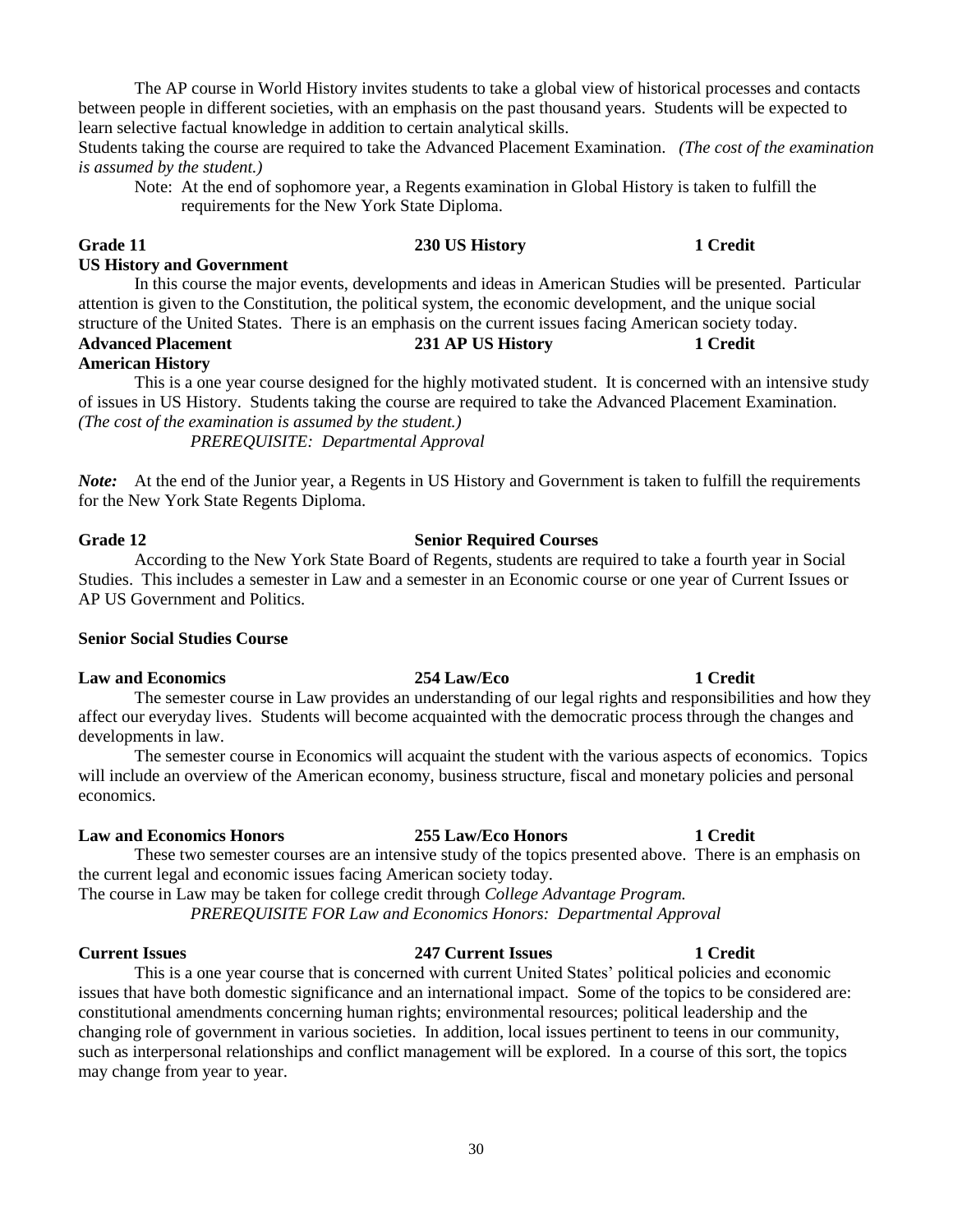The AP course in World History invites students to take a global view of historical processes and contacts between people in different societies, with an emphasis on the past thousand years. Students will be expected to learn selective factual knowledge in addition to certain analytical skills.

Students taking the course are required to take the Advanced Placement Examination. *(The cost of the examination is assumed by the student.)*

Note: At the end of sophomore year, a Regents examination in Global History is taken to fulfill the requirements for the New York State Diploma.

**Grade 11** **230 US History** **1 Credit**

**US History and Government**

In this course the major events, developments and ideas in American Studies will be presented. Particular attention is given to the Constitution, the political system, the economic development, and the unique social structure of the United States. There is an emphasis on the current issues facing American society today.

**Advanced Placement** **231 AP US History** **1 Credit**

**American History**

This is a one year course designed for the highly motivated student. It is concerned with an intensive study of issues in US History. Students taking the course are required to take the Advanced Placement Examination. *(The cost of the examination is assumed by the student.)*

*PREREQUISITE: Departmental Approval*

***Note:*** At the end of the Junior year, a Regents in US History and Government is taken to fulfill the requirements for the New York State Regents Diploma.

**Grade 12** **Senior Required Courses**

According to the New York State Board of Regents, students are required to take a fourth year in Social Studies. This includes a semester in Law and a semester in an Economic course or one year of Current Issues or AP US Government and Politics.

**Senior Social Studies Course**

**Law and Economics** **254 Law/Eco** **1 Credit**

The semester course in Law provides an understanding of our legal rights and responsibilities and how they affect our everyday lives. Students will become acquainted with the democratic process through the changes and developments in law.

The semester course in Economics will acquaint the student with the various aspects of economics. Topics will include an overview of the American economy, business structure, fiscal and monetary policies and personal economics.

**Law and Economics Honors** **255 Law/Eco Honors** **1 Credit**

These two semester courses are an intensive study of the topics presented above. There is an emphasis on the current legal and economic issues facing American society today.

The course in Law may be taken for college credit through *College Advantage Program.*

*PREREQUISITE FOR Law and Economics Honors: Departmental Approval*

**Current Issues** **247 Current Issues** **1 Credit**

This is a one year course that is concerned with current United States' political policies and economic issues that have both domestic significance and an international impact. Some of the topics to be considered are: constitutional amendments concerning human rights; environmental resources; political leadership and the changing role of government in various societies. In addition, local issues pertinent to teens in our community, such as interpersonal relationships and conflict management will be explored. In a course of this sort, the topics may change from year to year.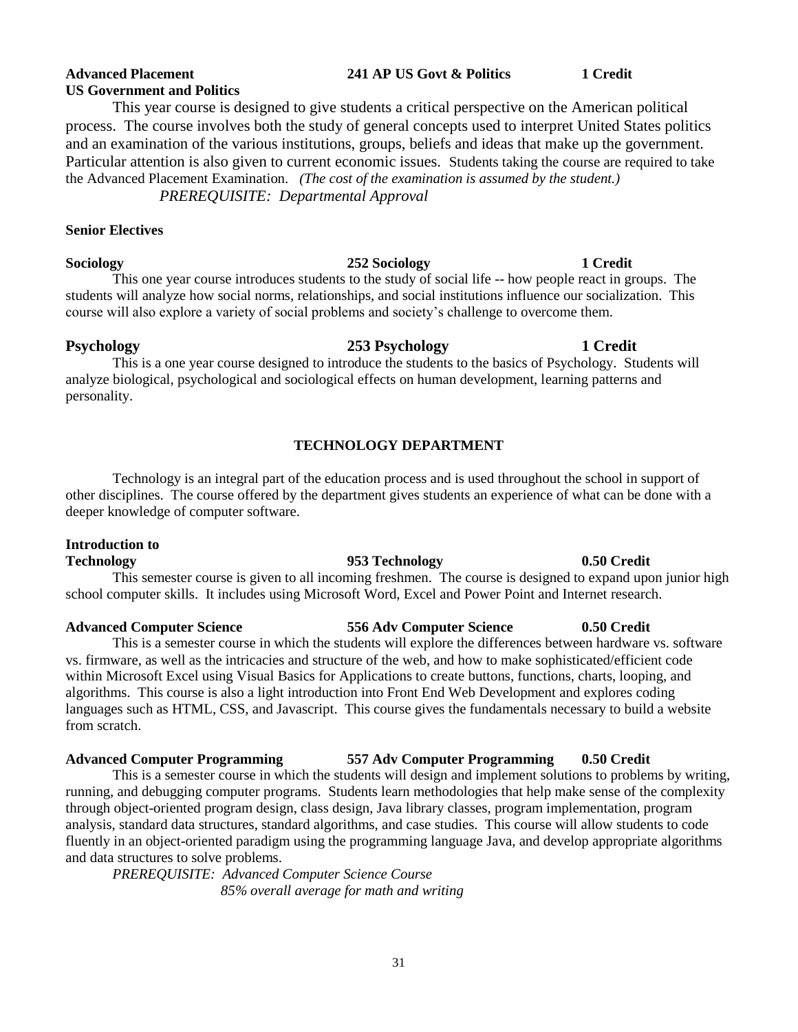**Advanced Placement US Government and Politics** — **241 AP US Govt & Politics** — **1 Credit**

This year course is designed to give students a critical perspective on the American political process. The course involves both the study of general concepts used to interpret United States politics and an examination of the various institutions, groups, beliefs and ideas that make up the government. Particular attention is also given to current economic issues. Students taking the course are required to take the Advanced Placement Examination. *(The cost of the examination is assumed by the student.)*

*PREREQUISITE: Departmental Approval*

**Senior Electives**

**Sociology** — **252 Sociology** — **1 Credit**

This one year course introduces students to the study of social life -- how people react in groups. The students will analyze how social norms, relationships, and social institutions influence our socialization. This course will also explore a variety of social problems and society's challenge to overcome them.

**Psychology** — **253 Psychology** — **1 Credit**

This is a one year course designed to introduce the students to the basics of Psychology. Students will analyze biological, psychological and sociological effects on human development, learning patterns and personality.

## TECHNOLOGY DEPARTMENT

Technology is an integral part of the education process and is used throughout the school in support of other disciplines. The course offered by the department gives students an experience of what can be done with a deeper knowledge of computer software.

**Introduction to Technology** — **953 Technology** — **0.50 Credit**

This semester course is given to all incoming freshmen. The course is designed to expand upon junior high school computer skills. It includes using Microsoft Word, Excel and Power Point and Internet research.

**Advanced Computer Science** — **556 Adv Computer Science** — **0.50 Credit**

This is a semester course in which the students will explore the differences between hardware vs. software vs. firmware, as well as the intricacies and structure of the web, and how to make sophisticated/efficient code within Microsoft Excel using Visual Basics for Applications to create buttons, functions, charts, looping, and algorithms. This course is also a light introduction into Front End Web Development and explores coding languages such as HTML, CSS, and Javascript. This course gives the fundamentals necessary to build a website from scratch.

**Advanced Computer Programming** — **557 Adv Computer Programming** — **0.50 Credit**

This is a semester course in which the students will design and implement solutions to problems by writing, running, and debugging computer programs. Students learn methodologies that help make sense of the complexity through object-oriented program design, class design, Java library classes, program implementation, program analysis, standard data structures, standard algorithms, and case studies. This course will allow students to code fluently in an object-oriented paradigm using the programming language Java, and develop appropriate algorithms and data structures to solve problems.

*PREREQUISITE: Advanced Computer Science Course*
*85% overall average for math and writing*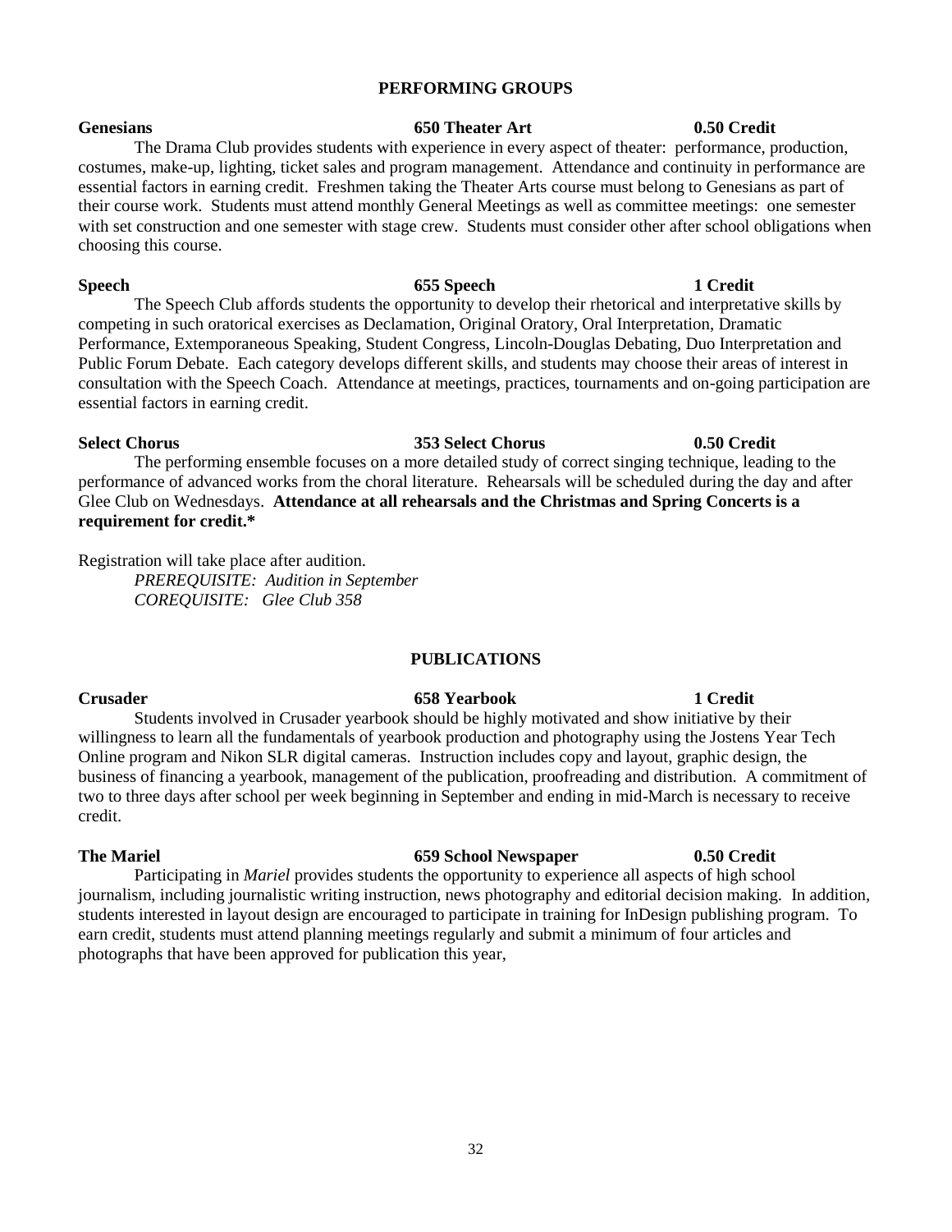## PERFORMING GROUPS

**Genesians** **650 Theater Art** **0.50 Credit**

The Drama Club provides students with experience in every aspect of theater: performance, production, costumes, make-up, lighting, ticket sales and program management. Attendance and continuity in performance are essential factors in earning credit. Freshmen taking the Theater Arts course must belong to Genesians as part of their course work. Students must attend monthly General Meetings as well as committee meetings: one semester with set construction and one semester with stage crew. Students must consider other after school obligations when choosing this course.

**Speech** **655 Speech** **1 Credit**

The Speech Club affords students the opportunity to develop their rhetorical and interpretative skills by competing in such oratorical exercises as Declamation, Original Oratory, Oral Interpretation, Dramatic Performance, Extemporaneous Speaking, Student Congress, Lincoln-Douglas Debating, Duo Interpretation and Public Forum Debate. Each category develops different skills, and students may choose their areas of interest in consultation with the Speech Coach. Attendance at meetings, practices, tournaments and on-going participation are essential factors in earning credit.

**Select Chorus** **353 Select Chorus** **0.50 Credit**

The performing ensemble focuses on a more detailed study of correct singing technique, leading to the performance of advanced works from the choral literature. Rehearsals will be scheduled during the day and after Glee Club on Wednesdays. **Attendance at all rehearsals and the Christmas and Spring Concerts is a requirement for credit.***

Registration will take place after audition.

*PREREQUISITE: Audition in September*
*COREQUISITE: Glee Club 358*

## PUBLICATIONS

**Crusader** **658 Yearbook** **1 Credit**

Students involved in Crusader yearbook should be highly motivated and show initiative by their willingness to learn all the fundamentals of yearbook production and photography using the Jostens Year Tech Online program and Nikon SLR digital cameras. Instruction includes copy and layout, graphic design, the business of financing a yearbook, management of the publication, proofreading and distribution. A commitment of two to three days after school per week beginning in September and ending in mid-March is necessary to receive credit.

**The Mariel** **659 School Newspaper** **0.50 Credit**

Participating in *Mariel* provides students the opportunity to experience all aspects of high school journalism, including journalistic writing instruction, news photography and editorial decision making. In addition, students interested in layout design are encouraged to participate in training for InDesign publishing program. To earn credit, students must attend planning meetings regularly and submit a minimum of four articles and photographs that have been approved for publication this year,